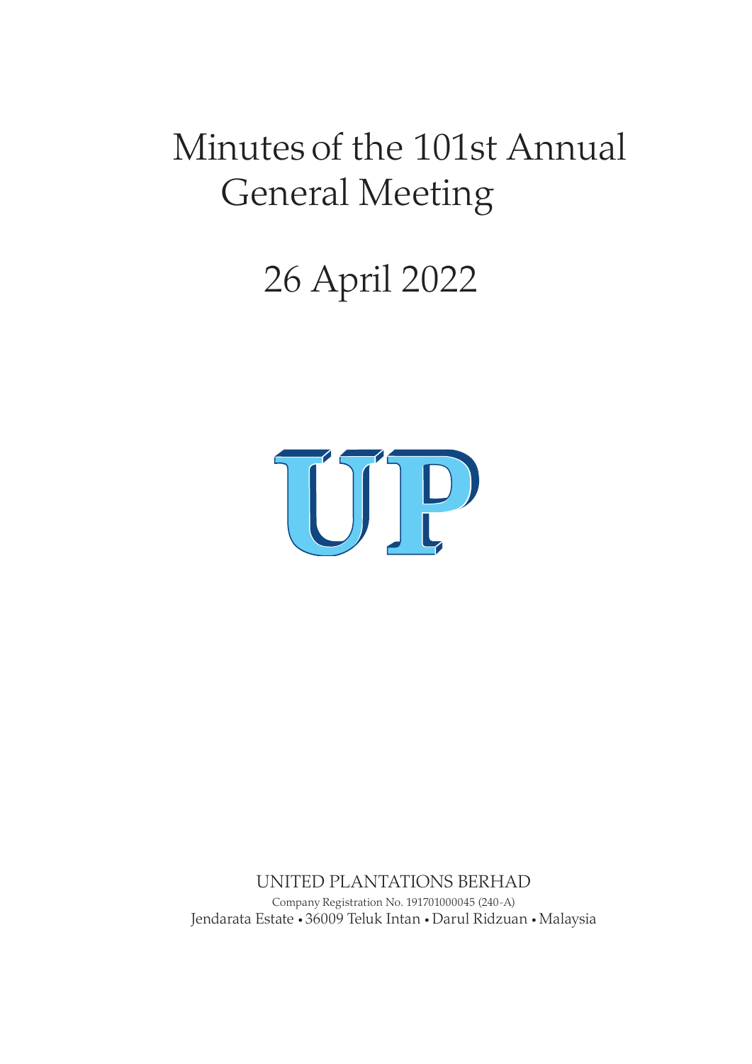# Minutes of the 101st Annual General Meeting

## 26 April 2022

UP

UNITED PLANTATIONS BERHAD

Company Registration No. 191701000045 (240-A)

Jendarata Estate • 36009 Teluk Intan • Darul Ridzuan • Malaysia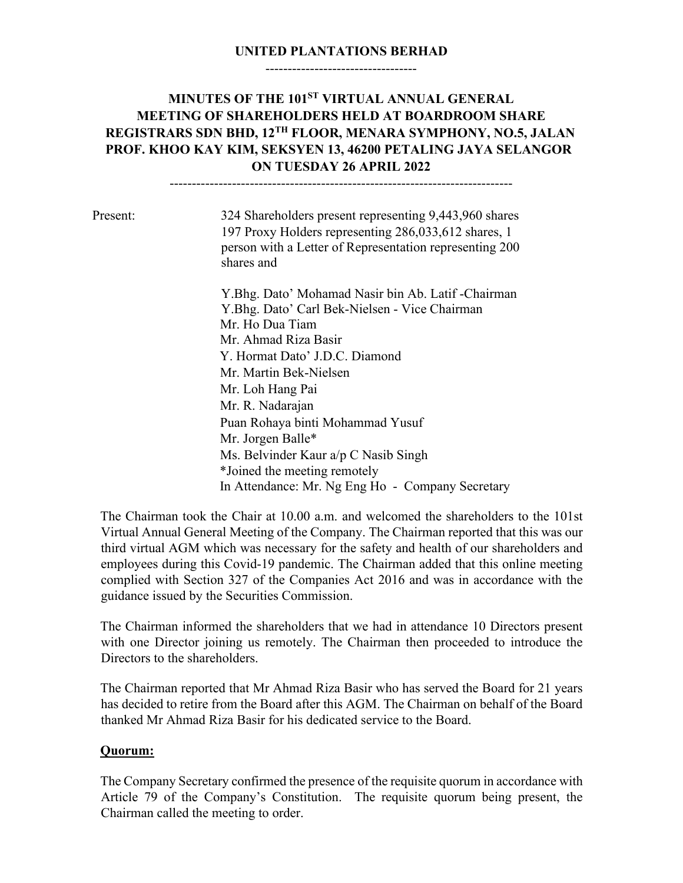**UNITED PLANTATIONS BERHAD**

---

## MINUTES OF THE 101[ST] VIRTUAL ANNUAL GENERAL MEETING OF SHAREHOLDERS HELD AT BOARDROOM SHARE REGISTRARS SDN BHD, 12[TH] FLOOR, MENARA SYMPHONY, NO.5, JALAN PROF. KHOO KAY KIM, SEKSYEN 13, 46200 PETALING JAYA SELANGOR ON TUESDAY 26 APRIL 2022

---

Present: 324 Shareholders present representing 9,443,960 shares 197 Proxy Holders representing 286,033,612 shares, 1 person with a Letter of Representation representing 200 shares and

Y.Bhg. Dato' Mohamad Nasir bin Ab. Latif -Chairman
Y.Bhg. Dato' Carl Bek-Nielsen - Vice Chairman
Mr. Ho Dua Tiam
Mr. Ahmad Riza Basir
Y. Hormat Dato' J.D.C. Diamond
Mr. Martin Bek-Nielsen
Mr. Loh Hang Pai
Mr. R. Nadarajan
Puan Rohaya binti Mohammad Yusuf
Mr. Jorgen Balle*
Ms. Belvinder Kaur a/p C Nasib Singh
*Joined the meeting remotely
In Attendance: Mr. Ng Eng Ho - Company Secretary

The Chairman took the Chair at 10.00 a.m. and welcomed the shareholders to the 101st Virtual Annual General Meeting of the Company. The Chairman reported that this was our third virtual AGM which was necessary for the safety and health of our shareholders and employees during this Covid-19 pandemic. The Chairman added that this online meeting complied with Section 327 of the Companies Act 2016 and was in accordance with the guidance issued by the Securities Commission.

The Chairman informed the shareholders that we had in attendance 10 Directors present with one Director joining us remotely. The Chairman then proceeded to introduce the Directors to the shareholders.

The Chairman reported that Mr Ahmad Riza Basir who has served the Board for 21 years has decided to retire from the Board after this AGM. The Chairman on behalf of the Board thanked Mr Ahmad Riza Basir for his dedicated service to the Board.

### Quorum:

The Company Secretary confirmed the presence of the requisite quorum in accordance with Article 79 of the Company's Constitution. The requisite quorum being present, the Chairman called the meeting to order.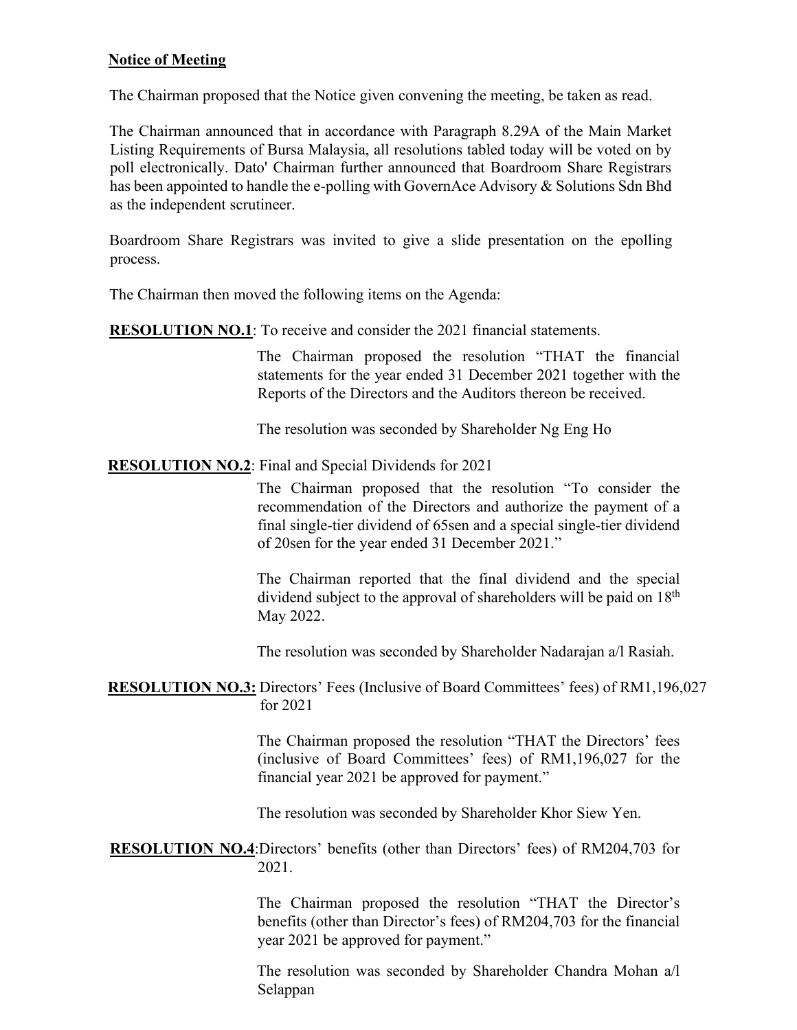**Notice of Meeting**

The Chairman proposed that the Notice given convening the meeting, be taken as read.

The Chairman announced that in accordance with Paragraph 8.29A of the Main Market Listing Requirements of Bursa Malaysia, all resolutions tabled today will be voted on by poll electronically. Dato' Chairman further announced that Boardroom Share Registrars has been appointed to handle the e-polling with GovernAce Advisory & Solutions Sdn Bhd as the independent scrutineer.

Boardroom Share Registrars was invited to give a slide presentation on the epolling process.

The Chairman then moved the following items on the Agenda:

**RESOLUTION NO.1**: To receive and consider the 2021 financial statements.

The Chairman proposed the resolution "THAT the financial statements for the year ended 31 December 2021 together with the Reports of the Directors and the Auditors thereon be received.

The resolution was seconded by Shareholder Ng Eng Ho

**RESOLUTION NO.2**: Final and Special Dividends for 2021

The Chairman proposed that the resolution "To consider the recommendation of the Directors and authorize the payment of a final single-tier dividend of 65sen and a special single-tier dividend of 20sen for the year ended 31 December 2021."

The Chairman reported that the final dividend and the special dividend subject to the approval of shareholders will be paid on 18th May 2022.

The resolution was seconded by Shareholder Nadarajan a/l Rasiah.

**RESOLUTION NO.3:** Directors' Fees (Inclusive of Board Committees' fees) of RM1,196,027 for 2021

The Chairman proposed the resolution "THAT the Directors' fees (inclusive of Board Committees' fees) of RM1,196,027 for the financial year 2021 be approved for payment."

The resolution was seconded by Shareholder Khor Siew Yen.

**RESOLUTION NO.4**:Directors' benefits (other than Directors' fees) of RM204,703 for 2021.

The Chairman proposed the resolution "THAT the Director's benefits (other than Director's fees) of RM204,703 for the financial year 2021 be approved for payment."

The resolution was seconded by Shareholder Chandra Mohan a/l Selappan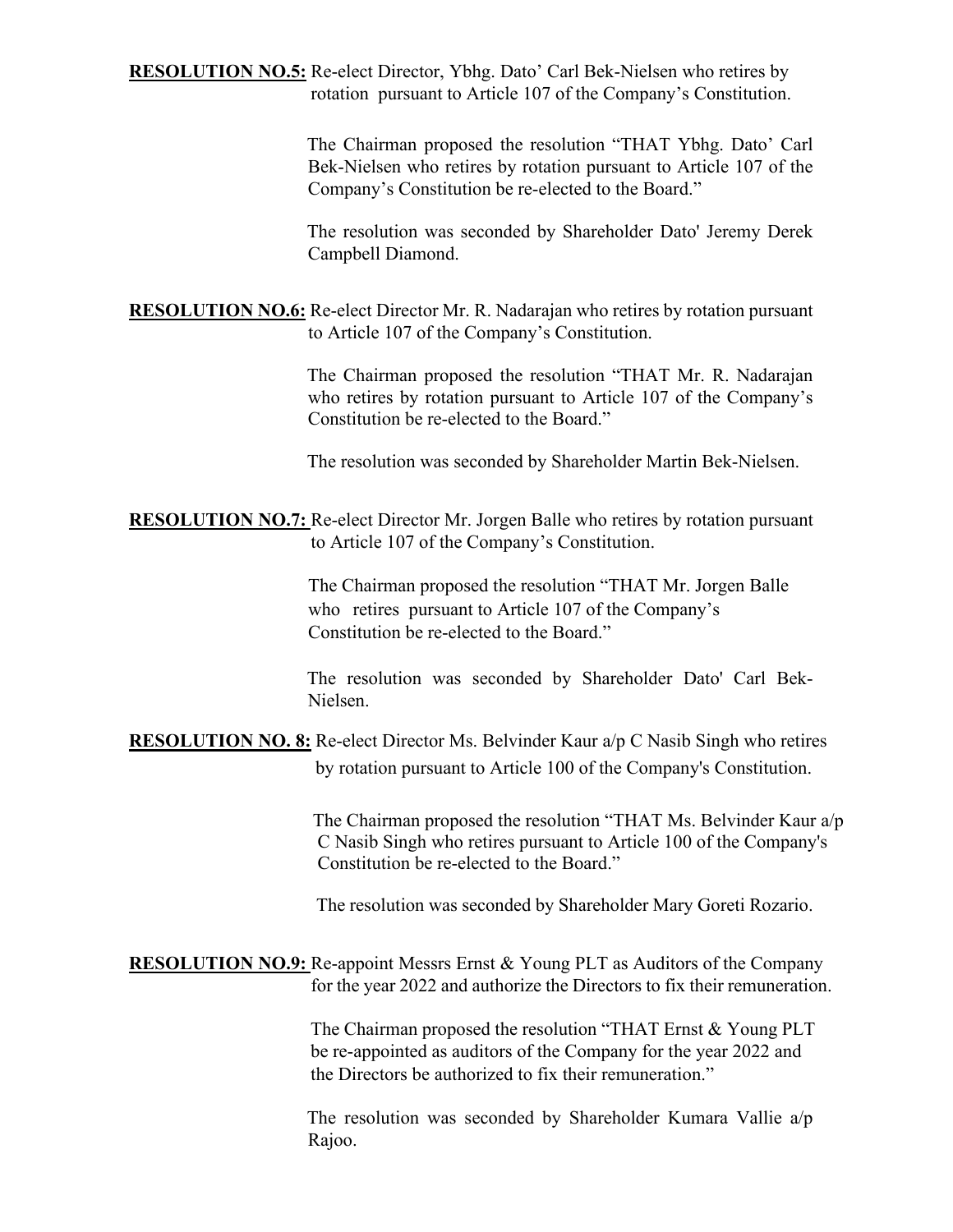**RESOLUTION NO.5:** Re-elect Director, Ybhg. Dato' Carl Bek-Nielsen who retires by rotation pursuant to Article 107 of the Company's Constitution.

The Chairman proposed the resolution "THAT Ybhg. Dato' Carl Bek-Nielsen who retires by rotation pursuant to Article 107 of the Company's Constitution be re-elected to the Board."

The resolution was seconded by Shareholder Dato' Jeremy Derek Campbell Diamond.

**RESOLUTION NO.6:** Re-elect Director Mr. R. Nadarajan who retires by rotation pursuant to Article 107 of the Company's Constitution.

The Chairman proposed the resolution "THAT Mr. R. Nadarajan who retires by rotation pursuant to Article 107 of the Company's Constitution be re-elected to the Board."

The resolution was seconded by Shareholder Martin Bek-Nielsen.

**RESOLUTION NO.7:** Re-elect Director Mr. Jorgen Balle who retires by rotation pursuant to Article 107 of the Company's Constitution.

The Chairman proposed the resolution "THAT Mr. Jorgen Balle who retires pursuant to Article 107 of the Company's Constitution be re-elected to the Board."

The resolution was seconded by Shareholder Dato' Carl Bek-Nielsen.

**RESOLUTION NO. 8:** Re-elect Director Ms. Belvinder Kaur a/p C Nasib Singh who retires by rotation pursuant to Article 100 of the Company's Constitution.

The Chairman proposed the resolution "THAT Ms. Belvinder Kaur a/p C Nasib Singh who retires pursuant to Article 100 of the Company's Constitution be re-elected to the Board."

The resolution was seconded by Shareholder Mary Goreti Rozario.

**RESOLUTION NO.9:** Re-appoint Messrs Ernst & Young PLT as Auditors of the Company for the year 2022 and authorize the Directors to fix their remuneration.

The Chairman proposed the resolution "THAT Ernst & Young PLT be re-appointed as auditors of the Company for the year 2022 and the Directors be authorized to fix their remuneration."

The resolution was seconded by Shareholder Kumara Vallie a/p Rajoo.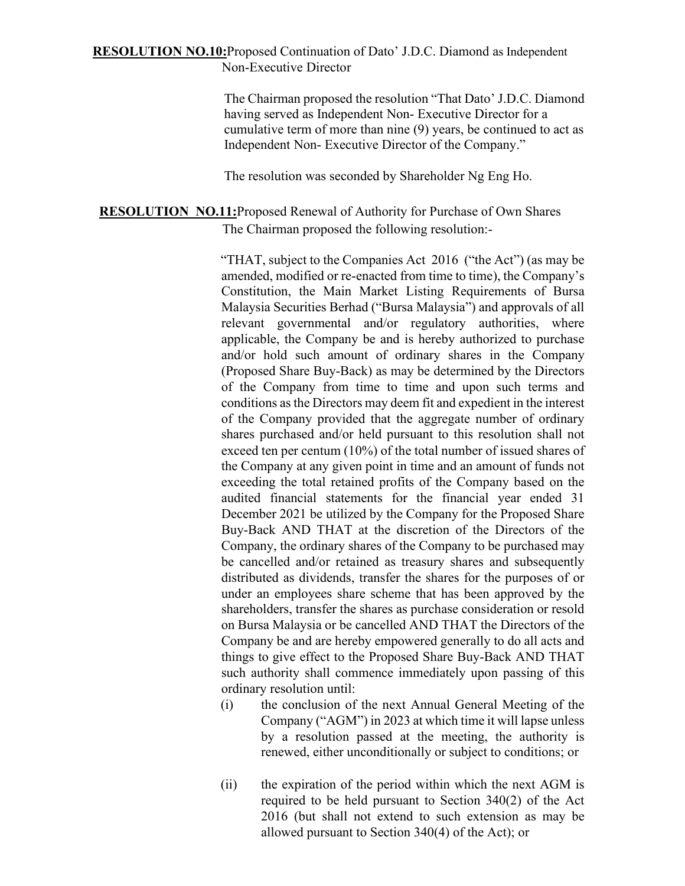**RESOLUTION NO.10:** Proposed Continuation of Dato' J.D.C. Diamond as Independent Non-Executive Director

The Chairman proposed the resolution "That Dato' J.D.C. Diamond having served as Independent Non- Executive Director for a cumulative term of more than nine (9) years, be continued to act as Independent Non- Executive Director of the Company."

The resolution was seconded by Shareholder Ng Eng Ho.

**RESOLUTION NO.11:** Proposed Renewal of Authority for Purchase of Own Shares

The Chairman proposed the following resolution:-

"THAT, subject to the Companies Act 2016 ("the Act") (as may be amended, modified or re-enacted from time to time), the Company's Constitution, the Main Market Listing Requirements of Bursa Malaysia Securities Berhad ("Bursa Malaysia") and approvals of all relevant governmental and/or regulatory authorities, where applicable, the Company be and is hereby authorized to purchase and/or hold such amount of ordinary shares in the Company (Proposed Share Buy-Back) as may be determined by the Directors of the Company from time to time and upon such terms and conditions as the Directors may deem fit and expedient in the interest of the Company provided that the aggregate number of ordinary shares purchased and/or held pursuant to this resolution shall not exceed ten per centum (10%) of the total number of issued shares of the Company at any given point in time and an amount of funds not exceeding the total retained profits of the Company based on the audited financial statements for the financial year ended 31 December 2021 be utilized by the Company for the Proposed Share Buy-Back AND THAT at the discretion of the Directors of the Company, the ordinary shares of the Company to be purchased may be cancelled and/or retained as treasury shares and subsequently distributed as dividends, transfer the shares for the purposes of or under an employees share scheme that has been approved by the shareholders, transfer the shares as purchase consideration or resold on Bursa Malaysia or be cancelled AND THAT the Directors of the Company be and are hereby empowered generally to do all acts and things to give effect to the Proposed Share Buy-Back AND THAT such authority shall commence immediately upon passing of this ordinary resolution until:

(i) the conclusion of the next Annual General Meeting of the Company ("AGM") in 2023 at which time it will lapse unless by a resolution passed at the meeting, the authority is renewed, either unconditionally or subject to conditions; or

(ii) the expiration of the period within which the next AGM is required to be held pursuant to Section 340(2) of the Act 2016 (but shall not extend to such extension as may be allowed pursuant to Section 340(4) of the Act); or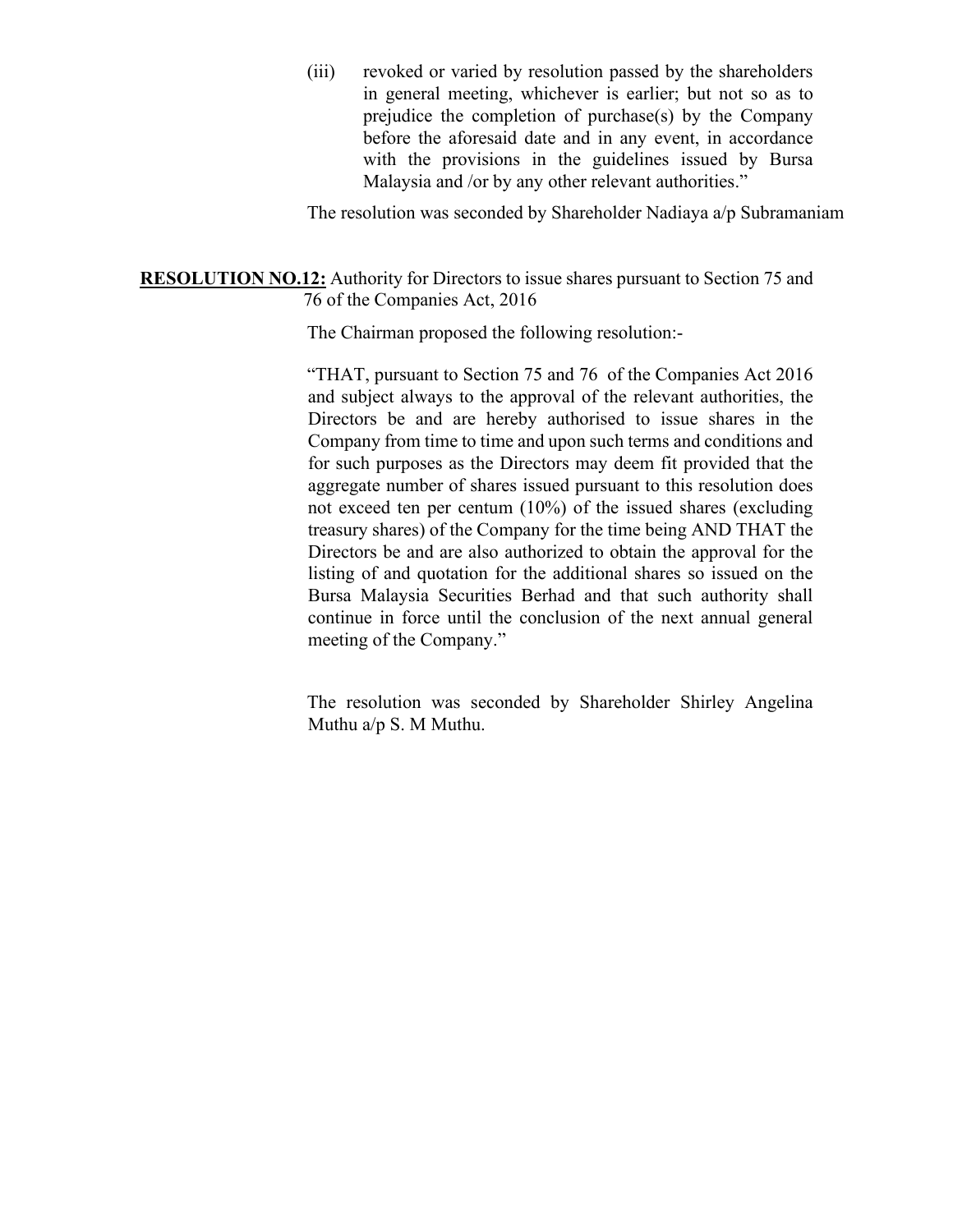(iii) revoked or varied by resolution passed by the shareholders in general meeting, whichever is earlier; but not so as to prejudice the completion of purchase(s) by the Company before the aforesaid date and in any event, in accordance with the provisions in the guidelines issued by Bursa Malaysia and /or by any other relevant authorities."

The resolution was seconded by Shareholder Nadiaya a/p Subramaniam

**RESOLUTION NO.12:** Authority for Directors to issue shares pursuant to Section 75 and 76 of the Companies Act, 2016

The Chairman proposed the following resolution:-

"THAT, pursuant to Section 75 and 76 of the Companies Act 2016 and subject always to the approval of the relevant authorities, the Directors be and are hereby authorised to issue shares in the Company from time to time and upon such terms and conditions and for such purposes as the Directors may deem fit provided that the aggregate number of shares issued pursuant to this resolution does not exceed ten per centum (10%) of the issued shares (excluding treasury shares) of the Company for the time being AND THAT the Directors be and are also authorized to obtain the approval for the listing of and quotation for the additional shares so issued on the Bursa Malaysia Securities Berhad and that such authority shall continue in force until the conclusion of the next annual general meeting of the Company."

The resolution was seconded by Shareholder Shirley Angelina Muthu a/p S. M Muthu.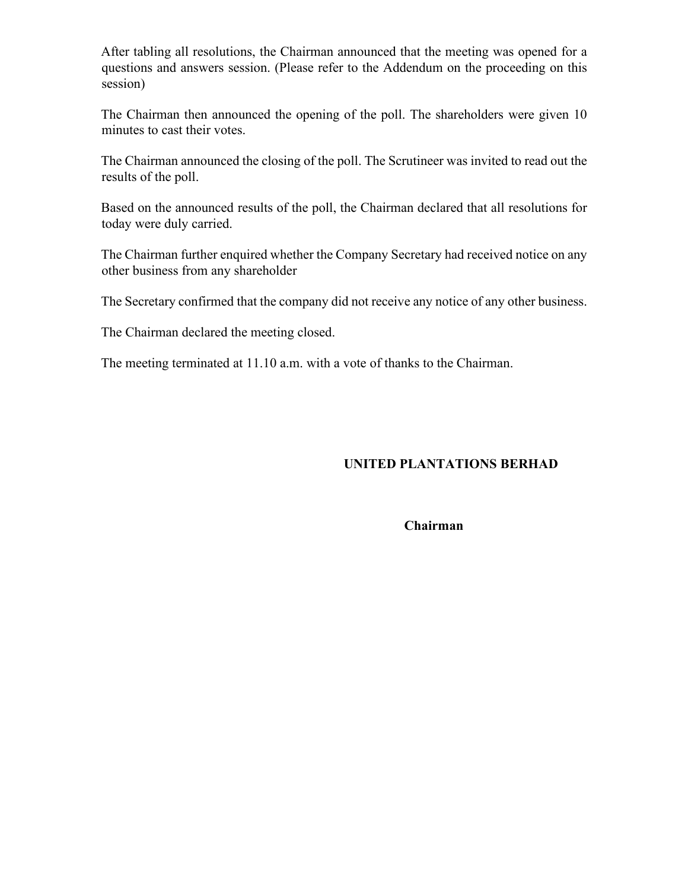After tabling all resolutions, the Chairman announced that the meeting was opened for a questions and answers session. (Please refer to the Addendum on the proceeding on this session)

The Chairman then announced the opening of the poll. The shareholders were given 10 minutes to cast their votes.

The Chairman announced the closing of the poll. The Scrutineer was invited to read out the results of the poll.

Based on the announced results of the poll, the Chairman declared that all resolutions for today were duly carried.

The Chairman further enquired whether the Company Secretary had received notice on any other business from any shareholder

The Secretary confirmed that the company did not receive any notice of any other business.

The Chairman declared the meeting closed.

The meeting terminated at 11.10 a.m. with a vote of thanks to the Chairman.

**UNITED PLANTATIONS BERHAD**

**Chairman**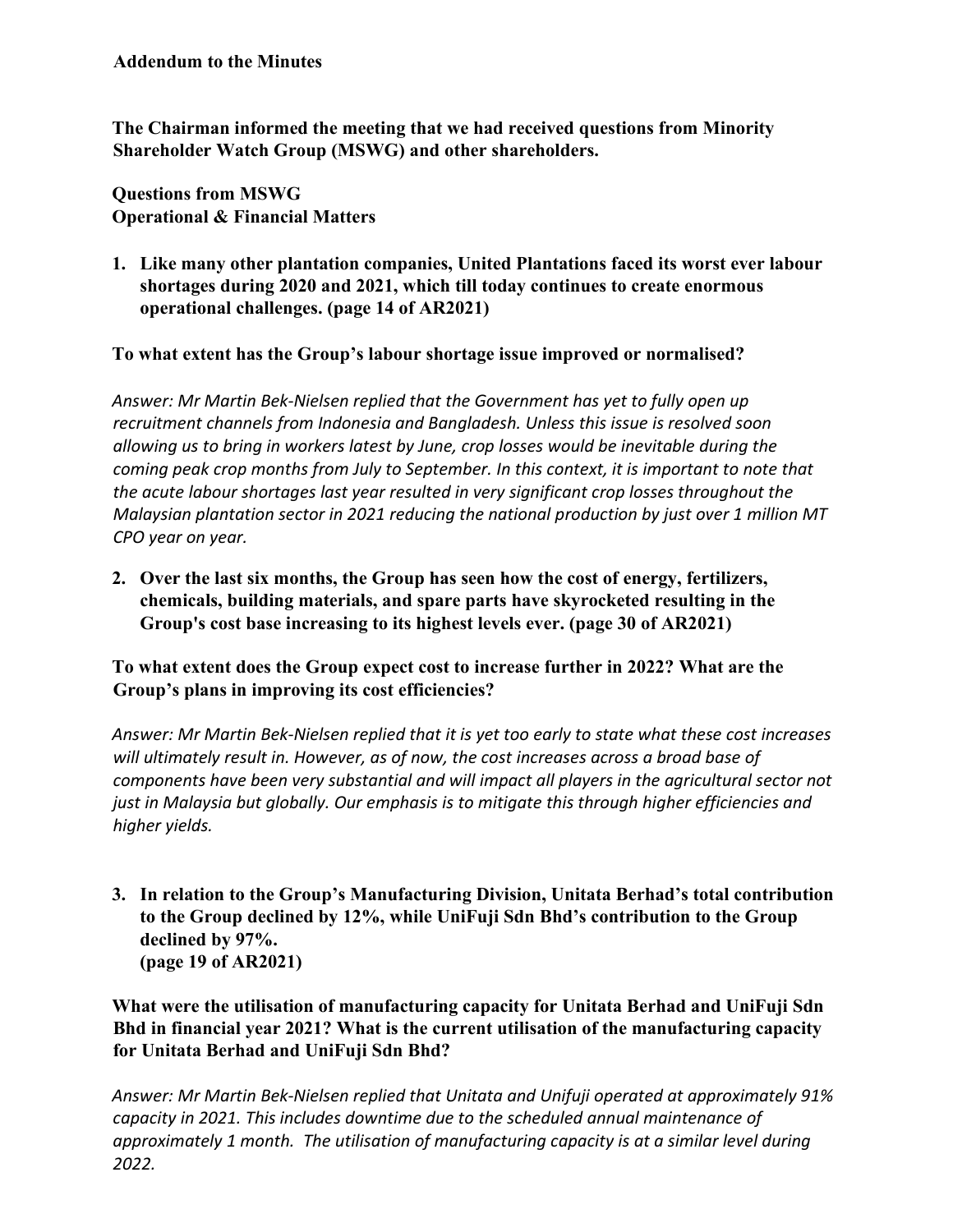**Addendum to the Minutes**

**The Chairman informed the meeting that we had received questions from Minority Shareholder Watch Group (MSWG) and other shareholders.**

**Questions from MSWG**
**Operational & Financial Matters**

1. **Like many other plantation companies, United Plantations faced its worst ever labour shortages during 2020 and 2021, which till today continues to create enormous operational challenges. (page 14 of AR2021)**

**To what extent has the Group's labour shortage issue improved or normalised?**

*Answer: Mr Martin Bek-Nielsen replied that the Government has yet to fully open up recruitment channels from Indonesia and Bangladesh. Unless this issue is resolved soon allowing us to bring in workers latest by June, crop losses would be inevitable during the coming peak crop months from July to September. In this context, it is important to note that the acute labour shortages last year resulted in very significant crop losses throughout the Malaysian plantation sector in 2021 reducing the national production by just over 1 million MT CPO year on year.*

2. **Over the last six months, the Group has seen how the cost of energy, fertilizers, chemicals, building materials, and spare parts have skyrocketed resulting in the Group's cost base increasing to its highest levels ever. (page 30 of AR2021)**

**To what extent does the Group expect cost to increase further in 2022? What are the Group's plans in improving its cost efficiencies?**

*Answer: Mr Martin Bek-Nielsen replied that it is yet too early to state what these cost increases will ultimately result in. However, as of now, the cost increases across a broad base of components have been very substantial and will impact all players in the agricultural sector not just in Malaysia but globally. Our emphasis is to mitigate this through higher efficiencies and higher yields.*

3. **In relation to the Group's Manufacturing Division, Unitata Berhad's total contribution to the Group declined by 12%, while UniFuji Sdn Bhd's contribution to the Group declined by 97%.**
   **(page 19 of AR2021)**

**What were the utilisation of manufacturing capacity for Unitata Berhad and UniFuji Sdn Bhd in financial year 2021? What is the current utilisation of the manufacturing capacity for Unitata Berhad and UniFuji Sdn Bhd?**

*Answer: Mr Martin Bek-Nielsen replied that Unitata and Unifuji operated at approximately 91% capacity in 2021. This includes downtime due to the scheduled annual maintenance of approximately 1 month. The utilisation of manufacturing capacity is at a similar level during 2022.*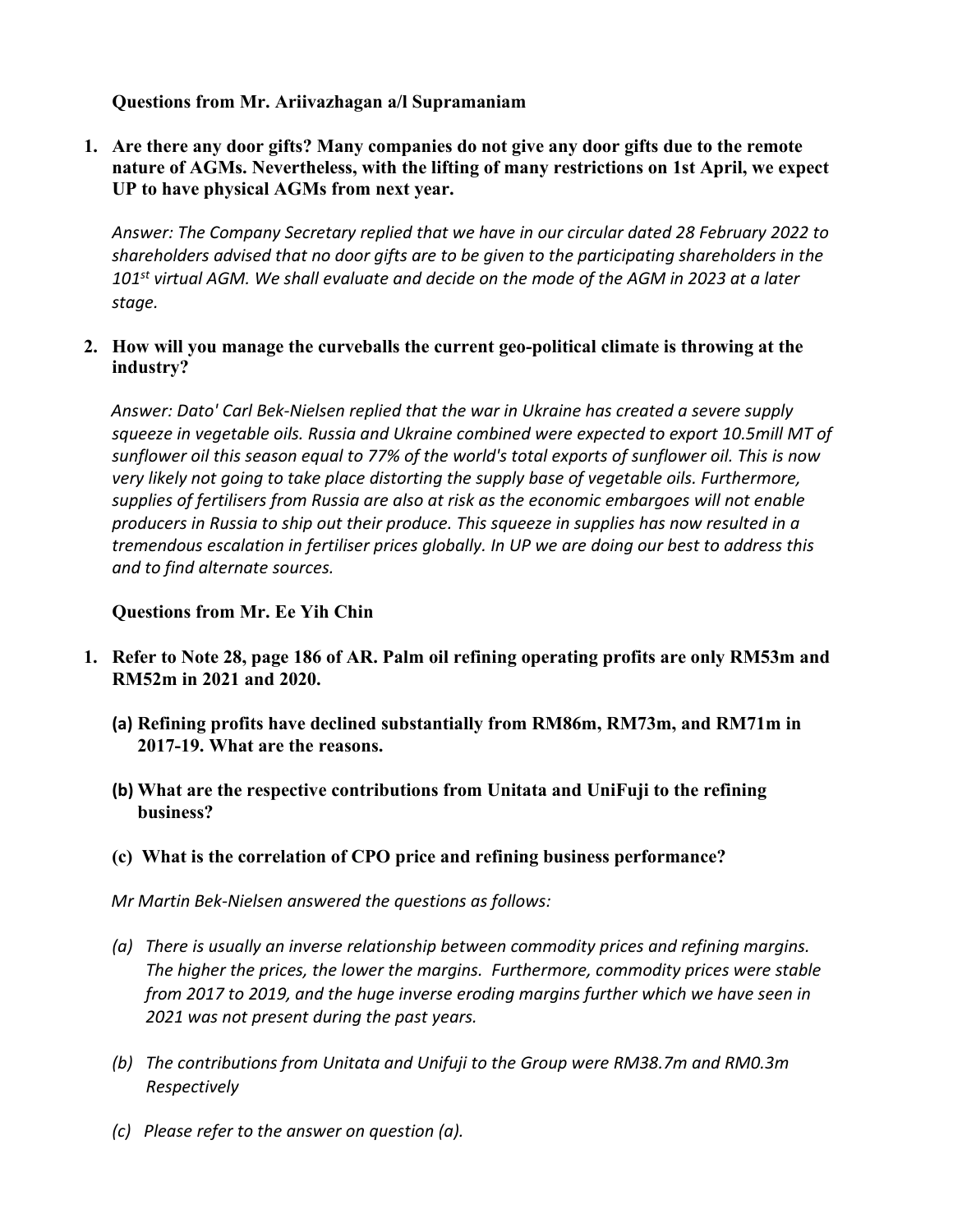**Questions from Mr. Ariivazhagan a/l Supramaniam**

1. **Are there any door gifts? Many companies do not give any door gifts due to the remote nature of AGMs. Nevertheless, with the lifting of many restrictions on 1st April, we expect UP to have physical AGMs from next year.**

   *Answer: The Company Secretary replied that we have in our circular dated 28 February 2022 to shareholders advised that no door gifts are to be given to the participating shareholders in the 101st virtual AGM. We shall evaluate and decide on the mode of the AGM in 2023 at a later stage.*

2. **How will you manage the curveballs the current geo-political climate is throwing at the industry?**

   *Answer: Dato' Carl Bek-Nielsen replied that the war in Ukraine has created a severe supply squeeze in vegetable oils. Russia and Ukraine combined were expected to export 10.5mill MT of sunflower oil this season equal to 77% of the world's total exports of sunflower oil. This is now very likely not going to take place distorting the supply base of vegetable oils. Furthermore, supplies of fertilisers from Russia are also at risk as the economic embargoes will not enable producers in Russia to ship out their produce. This squeeze in supplies has now resulted in a tremendous escalation in fertiliser prices globally. In UP we are doing our best to address this and to find alternate sources.*

**Questions from Mr. Ee Yih Chin**

1. **Refer to Note 28, page 186 of AR. Palm oil refining operating profits are only RM53m and RM52m in 2021 and 2020.**

   **(a) Refining profits have declined substantially from RM86m, RM73m, and RM71m in 2017-19. What are the reasons.**

   **(b) What are the respective contributions from Unitata and UniFuji to the refining business?**

   **(c) What is the correlation of CPO price and refining business performance?**

   *Mr Martin Bek-Nielsen answered the questions as follows:*

   *(a) There is usually an inverse relationship between commodity prices and refining margins. The higher the prices, the lower the margins. Furthermore, commodity prices were stable from 2017 to 2019, and the huge inverse eroding margins further which we have seen in 2021 was not present during the past years.*

   *(b) The contributions from Unitata and Unifuji to the Group were RM38.7m and RM0.3m Respectively*

   *(c) Please refer to the answer on question (a).*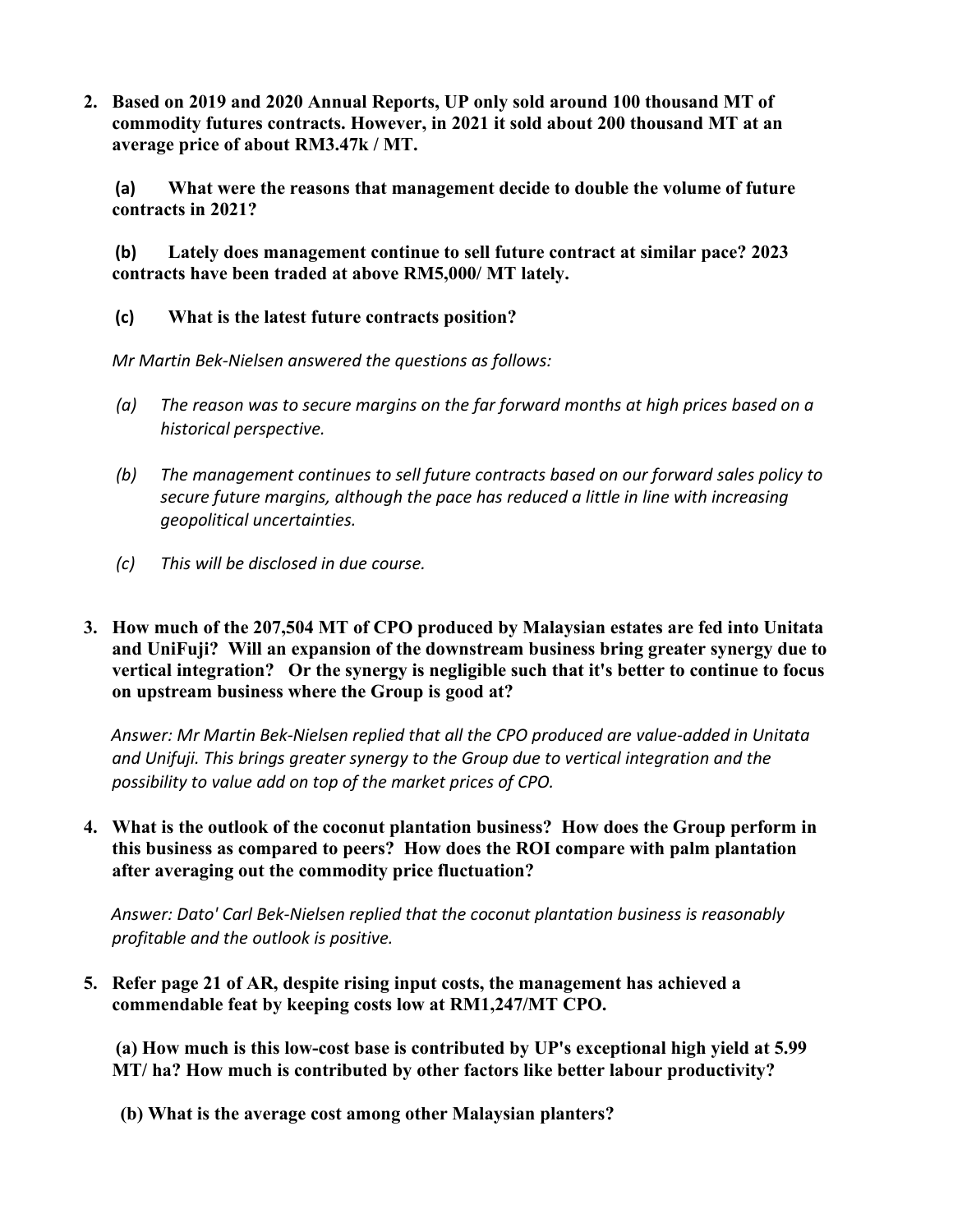2. **Based on 2019 and 2020 Annual Reports, UP only sold around 100 thousand MT of commodity futures contracts. However, in 2021 it sold about 200 thousand MT at an average price of about RM3.47k / MT.**

   **(a) What were the reasons that management decide to double the volume of future contracts in 2021?**

   **(b) Lately does management continue to sell future contract at similar pace? 2023 contracts have been traded at above RM5,000/ MT lately.**

   **(c) What is the latest future contracts position?**

   *Mr Martin Bek-Nielsen answered the questions as follows:*

   *(a) The reason was to secure margins on the far forward months at high prices based on a historical perspective.*

   *(b) The management continues to sell future contracts based on our forward sales policy to secure future margins, although the pace has reduced a little in line with increasing geopolitical uncertainties.*

   *(c) This will be disclosed in due course.*

3. **How much of the 207,504 MT of CPO produced by Malaysian estates are fed into Unitata and UniFuji? Will an expansion of the downstream business bring greater synergy due to vertical integration? Or the synergy is negligible such that it's better to continue to focus on upstream business where the Group is good at?**

   *Answer: Mr Martin Bek-Nielsen replied that all the CPO produced are value-added in Unitata and Unifuji. This brings greater synergy to the Group due to vertical integration and the possibility to value add on top of the market prices of CPO.*

4. **What is the outlook of the coconut plantation business? How does the Group perform in this business as compared to peers? How does the ROI compare with palm plantation after averaging out the commodity price fluctuation?**

   *Answer: Dato' Carl Bek-Nielsen replied that the coconut plantation business is reasonably profitable and the outlook is positive.*

5. **Refer page 21 of AR, despite rising input costs, the management has achieved a commendable feat by keeping costs low at RM1,247/MT CPO.**

   **(a) How much is this low-cost base is contributed by UP's exceptional high yield at 5.99 MT/ ha? How much is contributed by other factors like better labour productivity?**

   **(b) What is the average cost among other Malaysian planters?**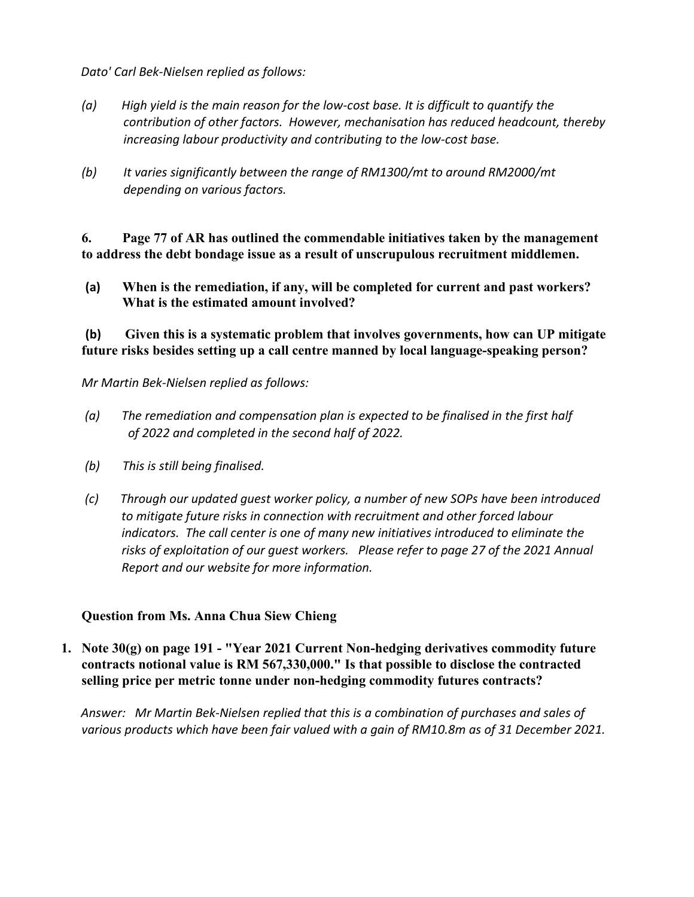*Dato' Carl Bek-Nielsen replied as follows:*

*(a) High yield is the main reason for the low-cost base. It is difficult to quantify the contribution of other factors. However, mechanisation has reduced headcount, thereby increasing labour productivity and contributing to the low-cost base.*

*(b) It varies significantly between the range of RM1300/mt to around RM2000/mt depending on various factors.*

**6. Page 77 of AR has outlined the commendable initiatives taken by the management to address the debt bondage issue as a result of unscrupulous recruitment middlemen.**

**(a) When is the remediation, if any, will be completed for current and past workers? What is the estimated amount involved?**

**(b) Given this is a systematic problem that involves governments, how can UP mitigate future risks besides setting up a call centre manned by local language-speaking person?**

*Mr Martin Bek-Nielsen replied as follows:*

*(a) The remediation and compensation plan is expected to be finalised in the first half of 2022 and completed in the second half of 2022.*

*(b) This is still being finalised.*

*(c) Through our updated guest worker policy, a number of new SOPs have been introduced to mitigate future risks in connection with recruitment and other forced labour indicators. The call center is one of many new initiatives introduced to eliminate the risks of exploitation of our guest workers. Please refer to page 27 of the 2021 Annual Report and our website for more information.*

**Question from Ms. Anna Chua Siew Chieng**

1. **Note 30(g) on page 191 - "Year 2021 Current Non-hedging derivatives commodity future contracts notional value is RM 567,330,000." Is that possible to disclose the contracted selling price per metric tonne under non-hedging commodity futures contracts?**

   *Answer: Mr Martin Bek-Nielsen replied that this is a combination of purchases and sales of various products which have been fair valued with a gain of RM10.8m as of 31 December 2021.*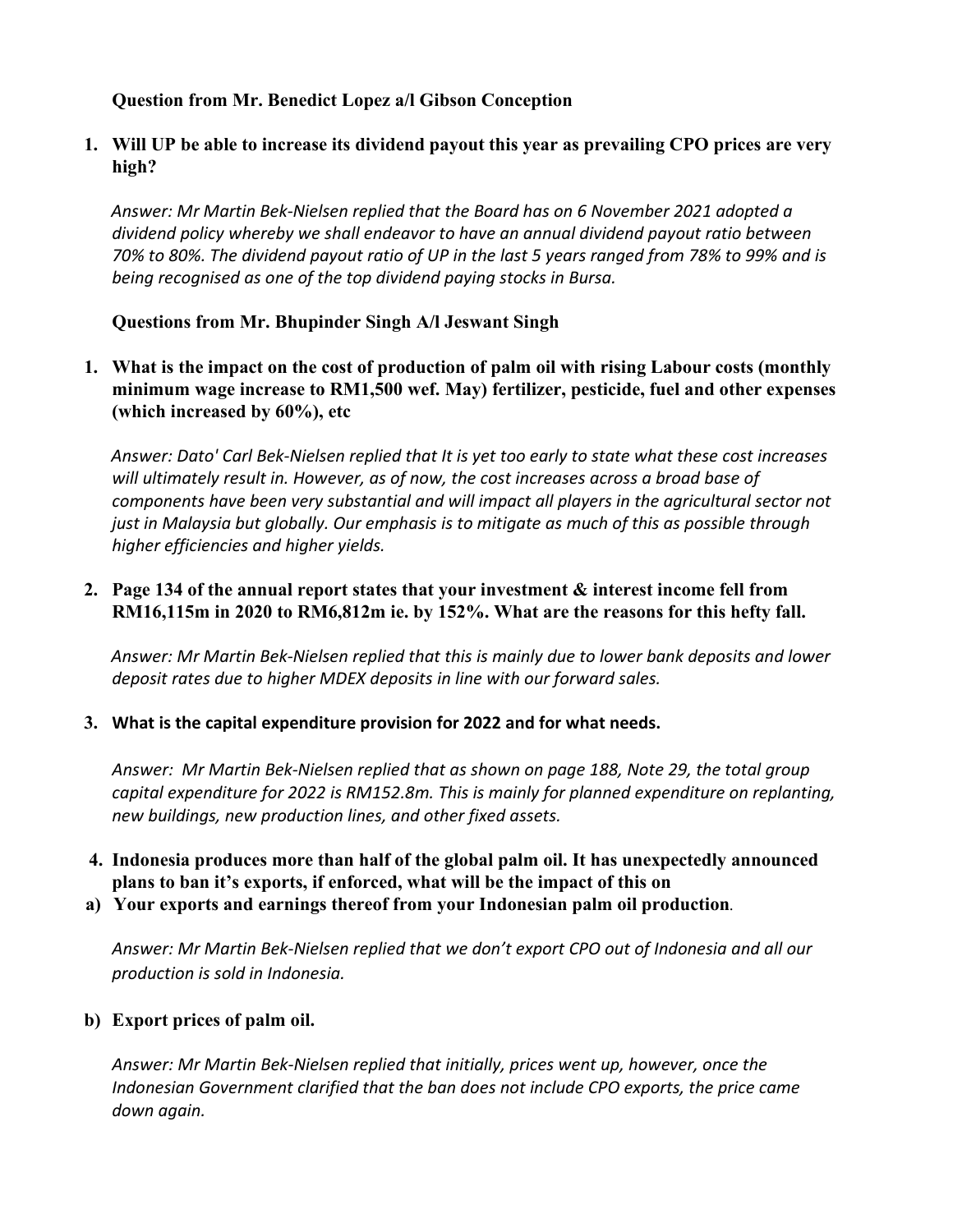**Question from Mr. Benedict Lopez a/l Gibson Conception**

1. **Will UP be able to increase its dividend payout this year as prevailing CPO prices are very high?**

   *Answer: Mr Martin Bek-Nielsen replied that the Board has on 6 November 2021 adopted a dividend policy whereby we shall endeavor to have an annual dividend payout ratio between 70% to 80%. The dividend payout ratio of UP in the last 5 years ranged from 78% to 99% and is being recognised as one of the top dividend paying stocks in Bursa.*

**Questions from Mr. Bhupinder Singh A/l Jeswant Singh**

1. **What is the impact on the cost of production of palm oil with rising Labour costs (monthly minimum wage increase to RM1,500 wef. May) fertilizer, pesticide, fuel and other expenses (which increased by 60%), etc**

   *Answer: Dato' Carl Bek-Nielsen replied that It is yet too early to state what these cost increases will ultimately result in. However, as of now, the cost increases across a broad base of components have been very substantial and will impact all players in the agricultural sector not just in Malaysia but globally. Our emphasis is to mitigate as much of this as possible through higher efficiencies and higher yields.*

2. **Page 134 of the annual report states that your investment & interest income fell from RM16,115m in 2020 to RM6,812m ie. by 152%. What are the reasons for this hefty fall.**

   *Answer: Mr Martin Bek-Nielsen replied that this is mainly due to lower bank deposits and lower deposit rates due to higher MDEX deposits in line with our forward sales.*

3. **What is the capital expenditure provision for 2022 and for what needs.**

   *Answer: Mr Martin Bek-Nielsen replied that as shown on page 188, Note 29, the total group capital expenditure for 2022 is RM152.8m. This is mainly for planned expenditure on replanting, new buildings, new production lines, and other fixed assets.*

4. **Indonesia produces more than half of the global palm oil. It has unexpectedly announced plans to ban it's exports, if enforced, what will be the impact of this on**

   a) **Your exports and earnings thereof from your Indonesian palm oil production**.

      *Answer: Mr Martin Bek-Nielsen replied that we don't export CPO out of Indonesia and all our production is sold in Indonesia.*

   b) **Export prices of palm oil.**

      *Answer: Mr Martin Bek-Nielsen replied that initially, prices went up, however, once the Indonesian Government clarified that the ban does not include CPO exports, the price came down again.*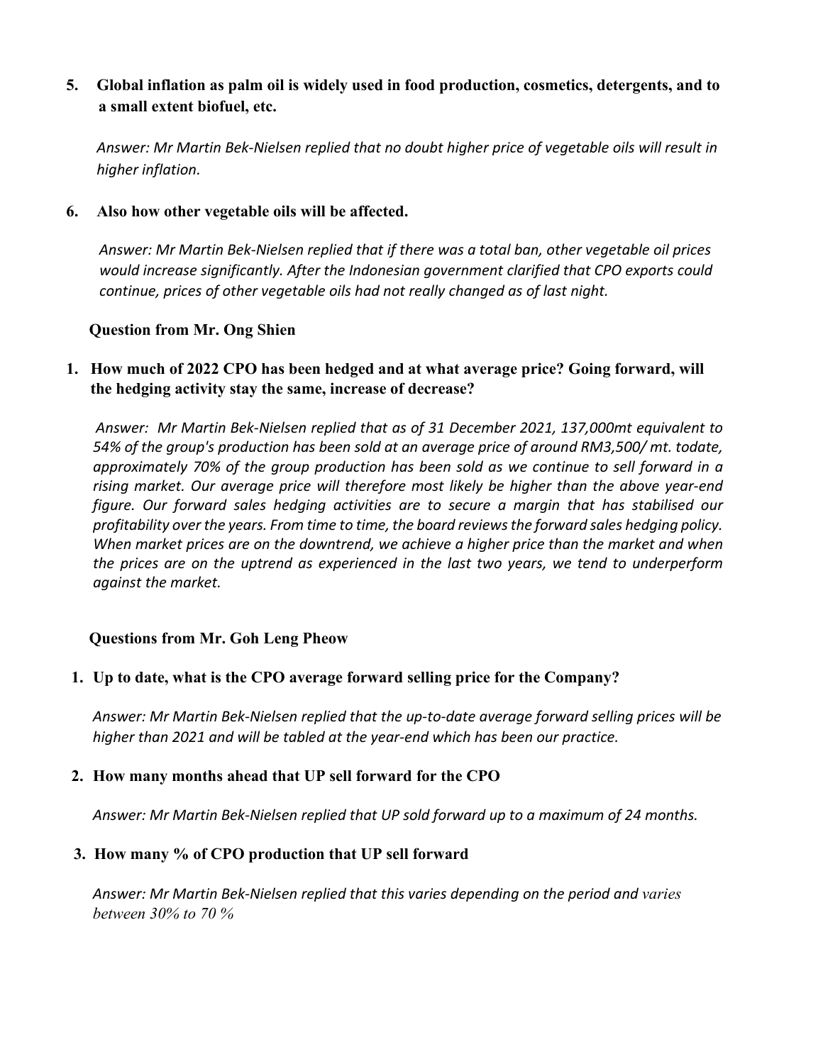5. **Global inflation as palm oil is widely used in food production, cosmetics, detergents, and to a small extent biofuel, etc.**

   *Answer: Mr Martin Bek-Nielsen replied that no doubt higher price of vegetable oils will result in higher inflation.*

6. **Also how other vegetable oils will be affected.**

   *Answer: Mr Martin Bek-Nielsen replied that if there was a total ban, other vegetable oil prices would increase significantly. After the Indonesian government clarified that CPO exports could continue, prices of other vegetable oils had not really changed as of last night.*

**Question from Mr. Ong Shien**

1. **How much of 2022 CPO has been hedged and at what average price? Going forward, will the hedging activity stay the same, increase of decrease?**

   *Answer: Mr Martin Bek-Nielsen replied that as of 31 December 2021, 137,000mt equivalent to 54% of the group's production has been sold at an average price of around RM3,500/ mt. todate, approximately 70% of the group production has been sold as we continue to sell forward in a rising market. Our average price will therefore most likely be higher than the above year-end figure. Our forward sales hedging activities are to secure a margin that has stabilised our profitability over the years. From time to time, the board reviews the forward sales hedging policy. When market prices are on the downtrend, we achieve a higher price than the market and when the prices are on the uptrend as experienced in the last two years, we tend to underperform against the market.*

**Questions from Mr. Goh Leng Pheow**

1. **Up to date, what is the CPO average forward selling price for the Company?**

   *Answer: Mr Martin Bek-Nielsen replied that the up-to-date average forward selling prices will be higher than 2021 and will be tabled at the year-end which has been our practice.*

2. **How many months ahead that UP sell forward for the CPO**

   *Answer: Mr Martin Bek-Nielsen replied that UP sold forward up to a maximum of 24 months.*

3. **How many % of CPO production that UP sell forward**

   *Answer: Mr Martin Bek-Nielsen replied that this varies depending on the period and varies between 30% to 70 %*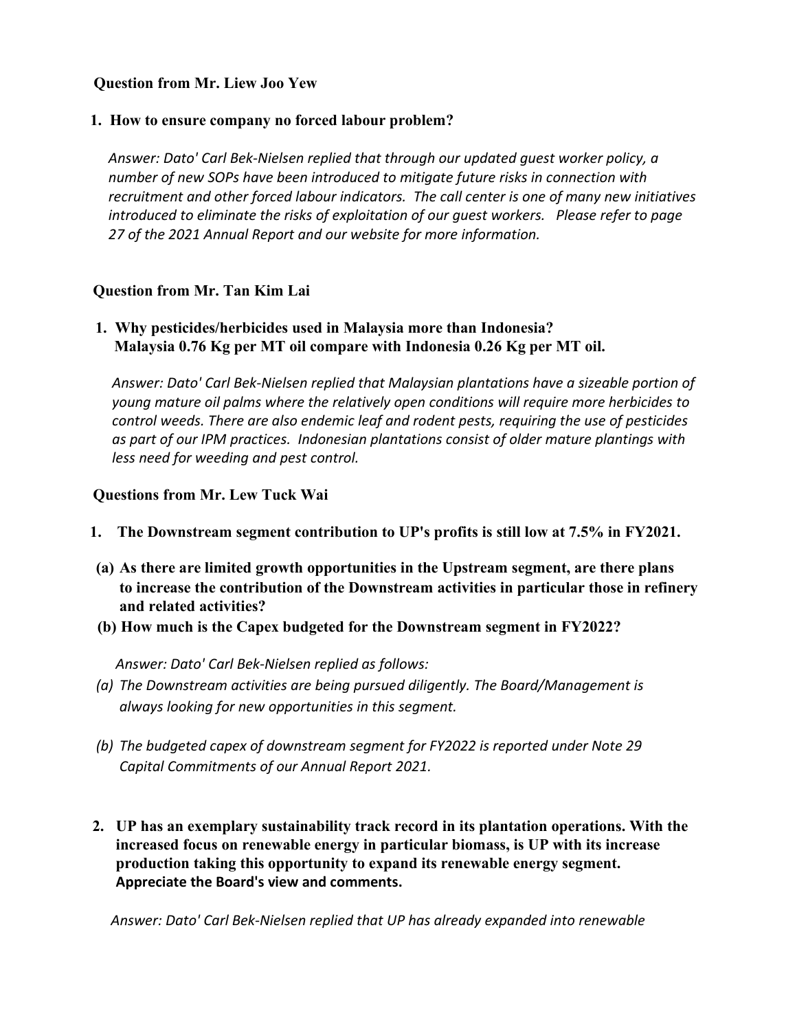**Question from Mr. Liew Joo Yew**

1. **How to ensure company no forced labour problem?**

   *Answer: Dato' Carl Bek-Nielsen replied that through our updated guest worker policy, a number of new SOPs have been introduced to mitigate future risks in connection with recruitment and other forced labour indicators. The call center is one of many new initiatives introduced to eliminate the risks of exploitation of our guest workers. Please refer to page 27 of the 2021 Annual Report and our website for more information.*

**Question from Mr. Tan Kim Lai**

1. **Why pesticides/herbicides used in Malaysia more than Indonesia? Malaysia 0.76 Kg per MT oil compare with Indonesia 0.26 Kg per MT oil.**

   *Answer: Dato' Carl Bek-Nielsen replied that Malaysian plantations have a sizeable portion of young mature oil palms where the relatively open conditions will require more herbicides to control weeds. There are also endemic leaf and rodent pests, requiring the use of pesticides as part of our IPM practices. Indonesian plantations consist of older mature plantings with less need for weeding and pest control.*

**Questions from Mr. Lew Tuck Wai**

1. **The Downstream segment contribution to UP's profits is still low at 7.5% in FY2021.**

   **(a) As there are limited growth opportunities in the Upstream segment, are there plans to increase the contribution of the Downstream activities in particular those in refinery and related activities?**

   **(b) How much is the Capex budgeted for the Downstream segment in FY2022?**

   *Answer: Dato' Carl Bek-Nielsen replied as follows:*

   *(a) The Downstream activities are being pursued diligently. The Board/Management is always looking for new opportunities in this segment.*

   *(b) The budgeted capex of downstream segment for FY2022 is reported under Note 29 Capital Commitments of our Annual Report 2021.*

2. **UP has an exemplary sustainability track record in its plantation operations. With the increased focus on renewable energy in particular biomass, is UP with its increase production taking this opportunity to expand its renewable energy segment. Appreciate the Board's view and comments.**

   *Answer: Dato' Carl Bek-Nielsen replied that UP has already expanded into renewable*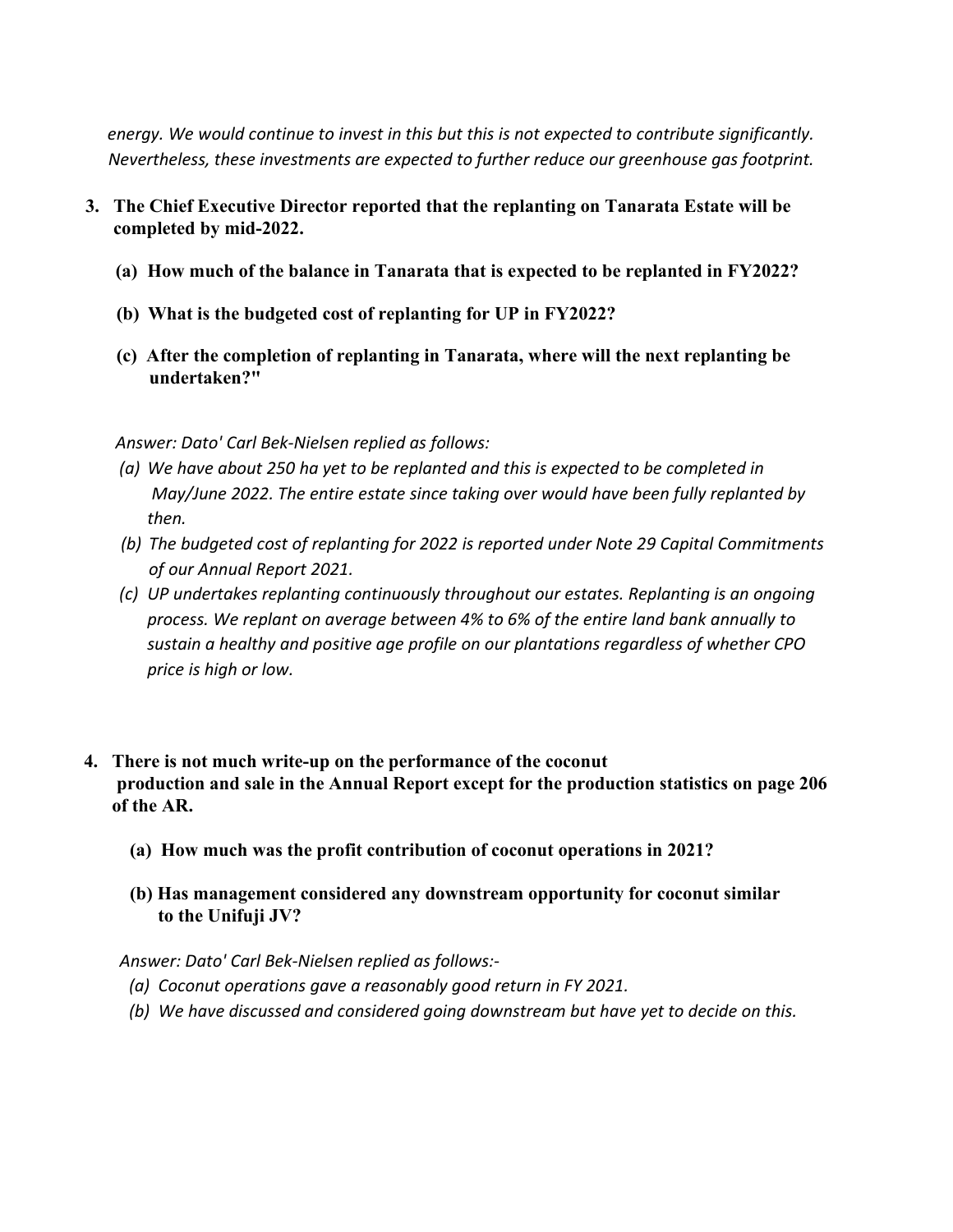*energy. We would continue to invest in this but this is not expected to contribute significantly. Nevertheless, these investments are expected to further reduce our greenhouse gas footprint.*

3. **The Chief Executive Director reported that the replanting on Tanarata Estate will be completed by mid-2022.**

   **(a) How much of the balance in Tanarata that is expected to be replanted in FY2022?**

   **(b) What is the budgeted cost of replanting for UP in FY2022?**

   **(c) After the completion of replanting in Tanarata, where will the next replanting be undertaken?"**

*Answer: Dato' Carl Bek-Nielsen replied as follows:*

*(a) We have about 250 ha yet to be replanted and this is expected to be completed in May/June 2022. The entire estate since taking over would have been fully replanted by then.*

*(b) The budgeted cost of replanting for 2022 is reported under Note 29 Capital Commitments of our Annual Report 2021.*

*(c) UP undertakes replanting continuously throughout our estates. Replanting is an ongoing process. We replant on average between 4% to 6% of the entire land bank annually to sustain a healthy and positive age profile on our plantations regardless of whether CPO price is high or low.*

4. **There is not much write-up on the performance of the coconut production and sale in the Annual Report except for the production statistics on page 206 of the AR.**

   **(a) How much was the profit contribution of coconut operations in 2021?**

   **(b) Has management considered any downstream opportunity for coconut similar to the Unifuji JV?**

*Answer: Dato' Carl Bek-Nielsen replied as follows:-*

*(a) Coconut operations gave a reasonably good return in FY 2021.*

*(b) We have discussed and considered going downstream but have yet to decide on this.*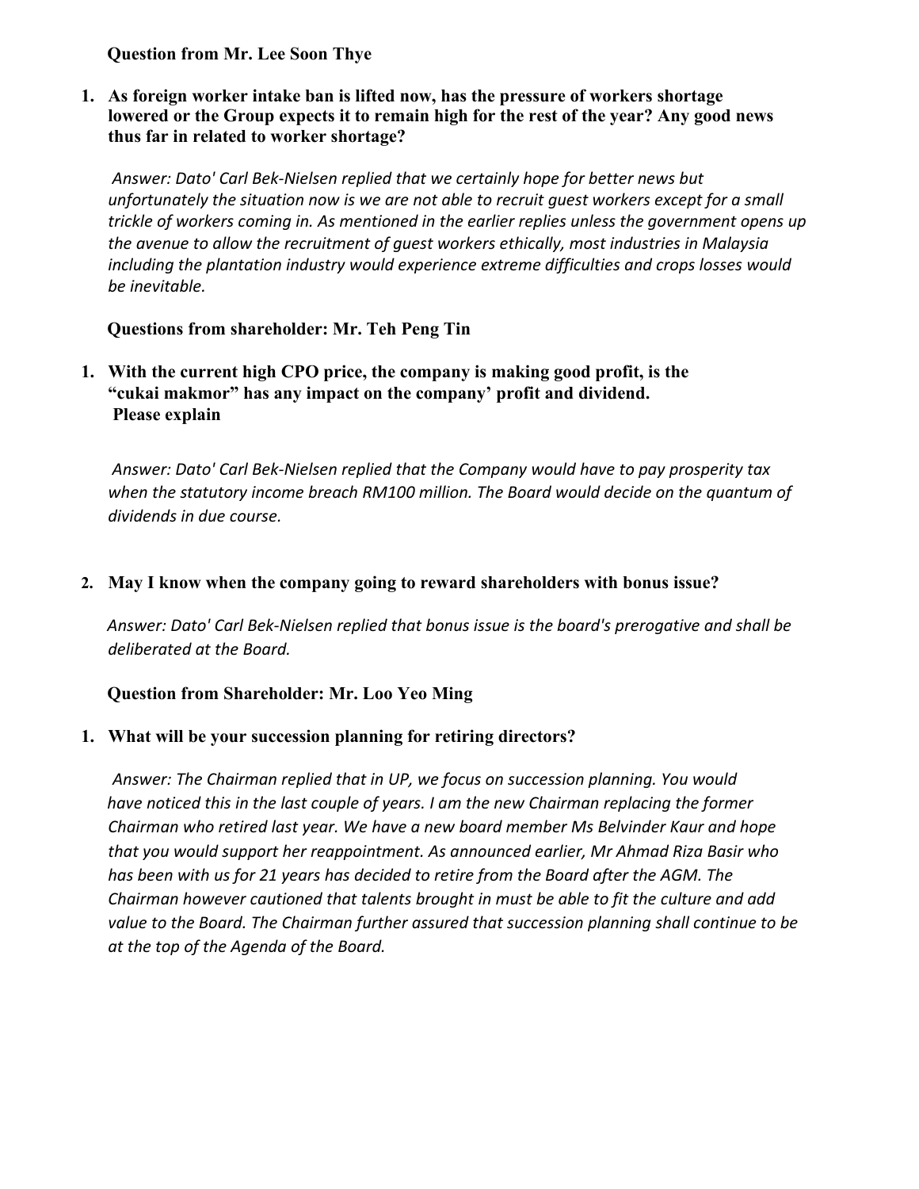**Question from Mr. Lee Soon Thye**

1. **As foreign worker intake ban is lifted now, has the pressure of workers shortage lowered or the Group expects it to remain high for the rest of the year? Any good news thus far in related to worker shortage?**

   *Answer: Dato' Carl Bek-Nielsen replied that we certainly hope for better news but unfortunately the situation now is we are not able to recruit guest workers except for a small trickle of workers coming in. As mentioned in the earlier replies unless the government opens up the avenue to allow the recruitment of guest workers ethically, most industries in Malaysia including the plantation industry would experience extreme difficulties and crops losses would be inevitable.*

**Questions from shareholder: Mr. Teh Peng Tin**

1. **With the current high CPO price, the company is making good profit, is the "cukai makmor" has any impact on the company' profit and dividend. Please explain**

   *Answer: Dato' Carl Bek-Nielsen replied that the Company would have to pay prosperity tax when the statutory income breach RM100 million. The Board would decide on the quantum of dividends in due course.*

2. **May I know when the company going to reward shareholders with bonus issue?**

   *Answer: Dato' Carl Bek-Nielsen replied that bonus issue is the board's prerogative and shall be deliberated at the Board.*

**Question from Shareholder: Mr. Loo Yeo Ming**

1. **What will be your succession planning for retiring directors?**

   *Answer: The Chairman replied that in UP, we focus on succession planning. You would have noticed this in the last couple of years. I am the new Chairman replacing the former Chairman who retired last year. We have a new board member Ms Belvinder Kaur and hope that you would support her reappointment. As announced earlier, Mr Ahmad Riza Basir who has been with us for 21 years has decided to retire from the Board after the AGM. The Chairman however cautioned that talents brought in must be able to fit the culture and add value to the Board. The Chairman further assured that succession planning shall continue to be at the top of the Agenda of the Board.*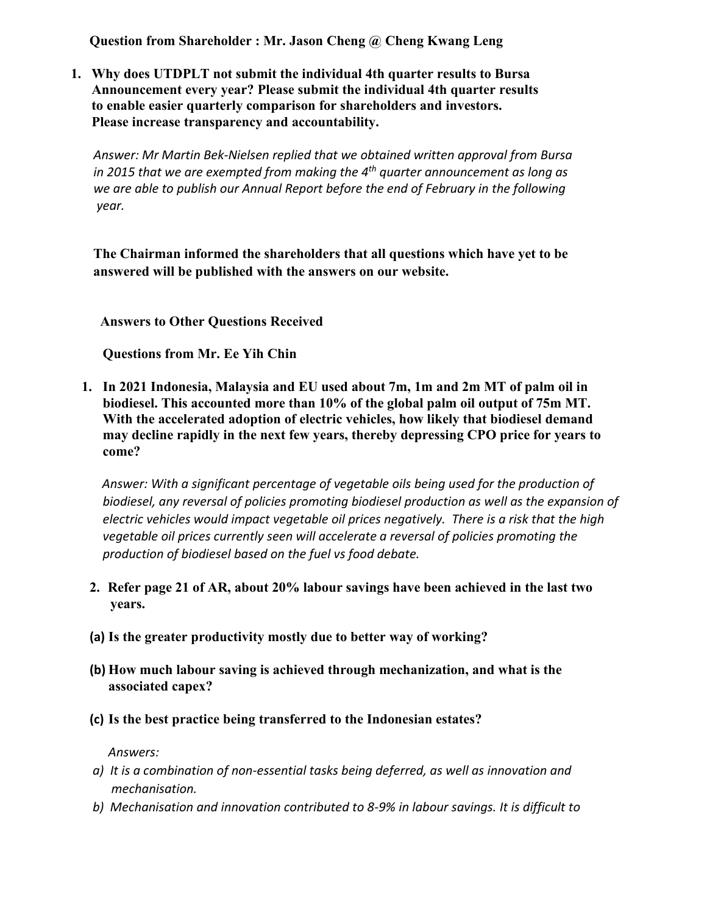**Question from Shareholder : Mr. Jason Cheng @ Cheng Kwang Leng**

1. **Why does UTDPLT not submit the individual 4th quarter results to Bursa Announcement every year? Please submit the individual 4th quarter results to enable easier quarterly comparison for shareholders and investors. Please increase transparency and accountability.**

   *Answer: Mr Martin Bek-Nielsen replied that we obtained written approval from Bursa in 2015 that we are exempted from making the 4th quarter announcement as long as we are able to publish our Annual Report before the end of February in the following year.*

**The Chairman informed the shareholders that all questions which have yet to be answered will be published with the answers on our website.**

**Answers to Other Questions Received**

**Questions from Mr. Ee Yih Chin**

1. **In 2021 Indonesia, Malaysia and EU used about 7m, 1m and 2m MT of palm oil in biodiesel. This accounted more than 10% of the global palm oil output of 75m MT. With the accelerated adoption of electric vehicles, how likely that biodiesel demand may decline rapidly in the next few years, thereby depressing CPO price for years to come?**

   *Answer: With a significant percentage of vegetable oils being used for the production of biodiesel, any reversal of policies promoting biodiesel production as well as the expansion of electric vehicles would impact vegetable oil prices negatively. There is a risk that the high vegetable oil prices currently seen will accelerate a reversal of policies promoting the production of biodiesel based on the fuel vs food debate.*

2. **Refer page 21 of AR, about 20% labour savings have been achieved in the last two years.**

   **(a) Is the greater productivity mostly due to better way of working?**

   **(b) How much labour saving is achieved through mechanization, and what is the associated capex?**

   **(c) Is the best practice being transferred to the Indonesian estates?**

   *Answers:*

   *a) It is a combination of non-essential tasks being deferred, as well as innovation and mechanisation.*

   *b) Mechanisation and innovation contributed to 8-9% in labour savings. It is difficult to*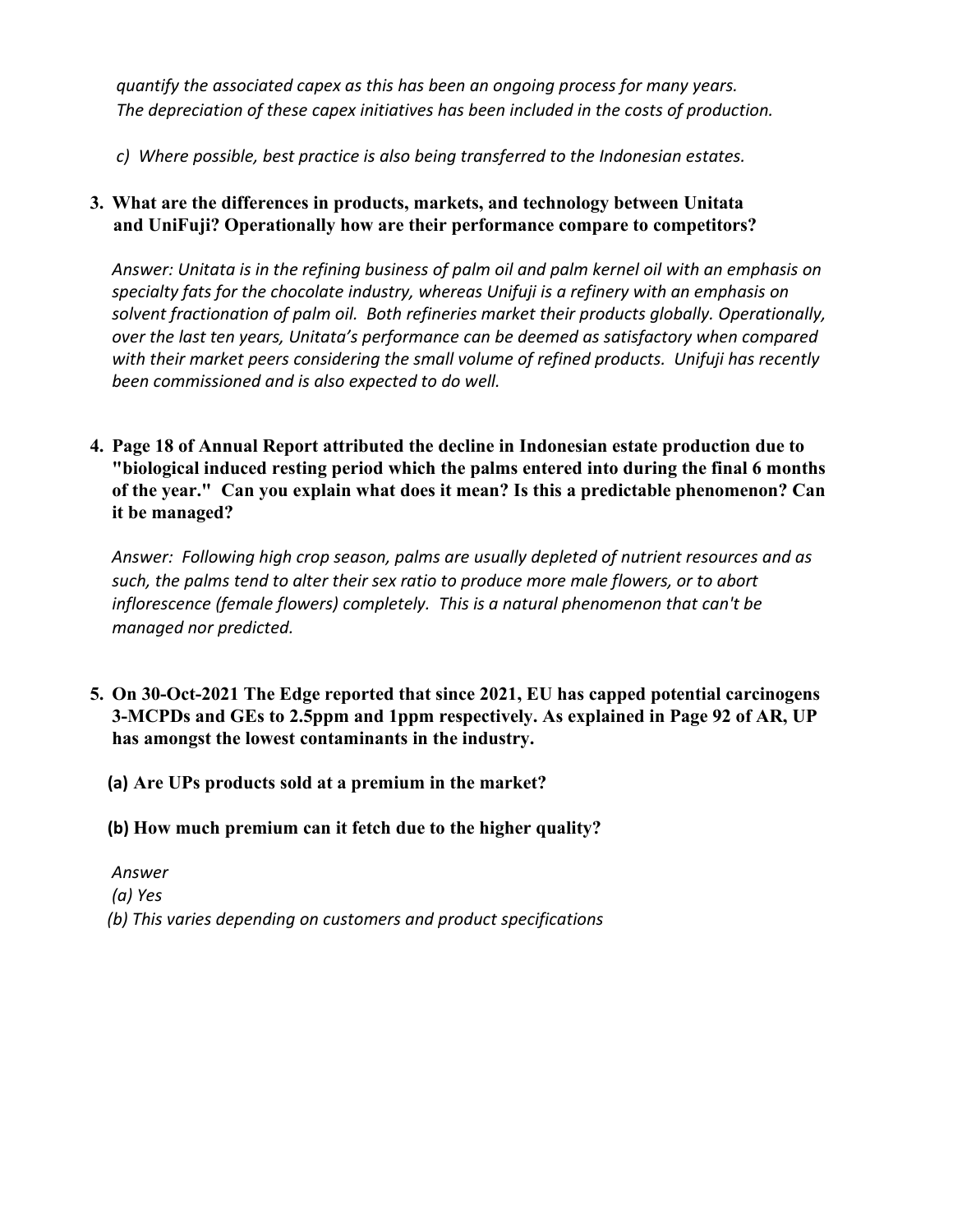*quantify the associated capex as this has been an ongoing process for many years. The depreciation of these capex initiatives has been included in the costs of production.*

*c) Where possible, best practice is also being transferred to the Indonesian estates.*

**3. What are the differences in products, markets, and technology between Unitata and UniFuji? Operationally how are their performance compare to competitors?**

*Answer: Unitata is in the refining business of palm oil and palm kernel oil with an emphasis on specialty fats for the chocolate industry, whereas Unifuji is a refinery with an emphasis on solvent fractionation of palm oil. Both refineries market their products globally. Operationally, over the last ten years, Unitata's performance can be deemed as satisfactory when compared with their market peers considering the small volume of refined products. Unifuji has recently been commissioned and is also expected to do well.*

**4. Page 18 of Annual Report attributed the decline in Indonesian estate production due to "biological induced resting period which the palms entered into during the final 6 months of the year." Can you explain what does it mean? Is this a predictable phenomenon? Can it be managed?**

*Answer: Following high crop season, palms are usually depleted of nutrient resources and as such, the palms tend to alter their sex ratio to produce more male flowers, or to abort inflorescence (female flowers) completely. This is a natural phenomenon that can't be managed nor predicted.*

**5. On 30-Oct-2021 The Edge reported that since 2021, EU has capped potential carcinogens 3-MCPDs and GEs to 2.5ppm and 1ppm respectively. As explained in Page 92 of AR, UP has amongst the lowest contaminants in the industry.**

**(a) Are UPs products sold at a premium in the market?**

**(b) How much premium can it fetch due to the higher quality?**

*Answer*

*(a) Yes*

*(b) This varies depending on customers and product specifications*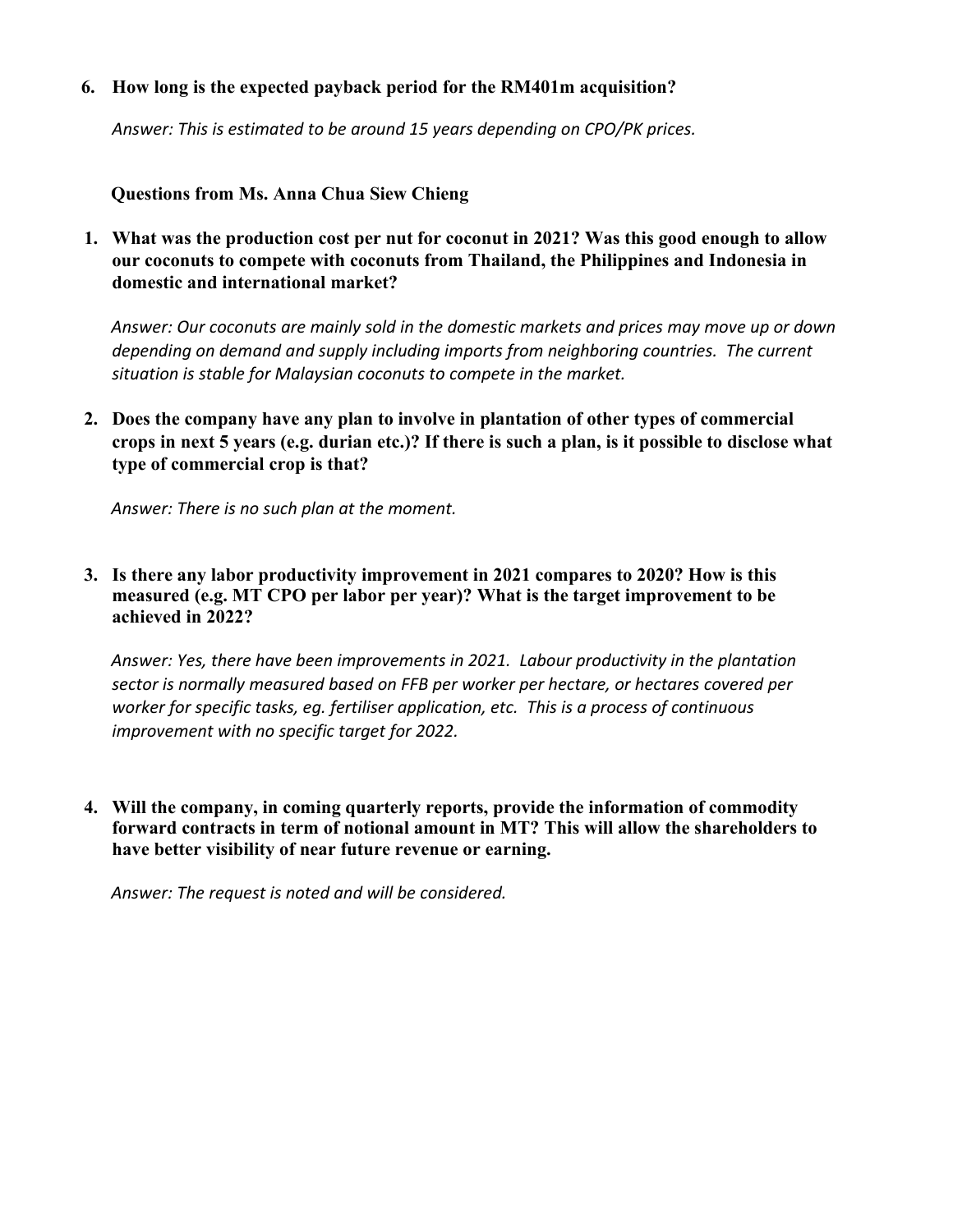6. **How long is the expected payback period for the RM401m acquisition?**

   *Answer: This is estimated to be around 15 years depending on CPO/PK prices.*

**Questions from Ms. Anna Chua Siew Chieng**

1. **What was the production cost per nut for coconut in 2021? Was this good enough to allow our coconuts to compete with coconuts from Thailand, the Philippines and Indonesia in domestic and international market?**

   *Answer: Our coconuts are mainly sold in the domestic markets and prices may move up or down depending on demand and supply including imports from neighboring countries. The current situation is stable for Malaysian coconuts to compete in the market.*

2. **Does the company have any plan to involve in plantation of other types of commercial crops in next 5 years (e.g. durian etc.)? If there is such a plan, is it possible to disclose what type of commercial crop is that?**

   *Answer: There is no such plan at the moment.*

3. **Is there any labor productivity improvement in 2021 compares to 2020? How is this measured (e.g. MT CPO per labor per year)? What is the target improvement to be achieved in 2022?**

   *Answer: Yes, there have been improvements in 2021. Labour productivity in the plantation sector is normally measured based on FFB per worker per hectare, or hectares covered per worker for specific tasks, eg. fertiliser application, etc. This is a process of continuous improvement with no specific target for 2022.*

4. **Will the company, in coming quarterly reports, provide the information of commodity forward contracts in term of notional amount in MT? This will allow the shareholders to have better visibility of near future revenue or earning.**

   *Answer: The request is noted and will be considered.*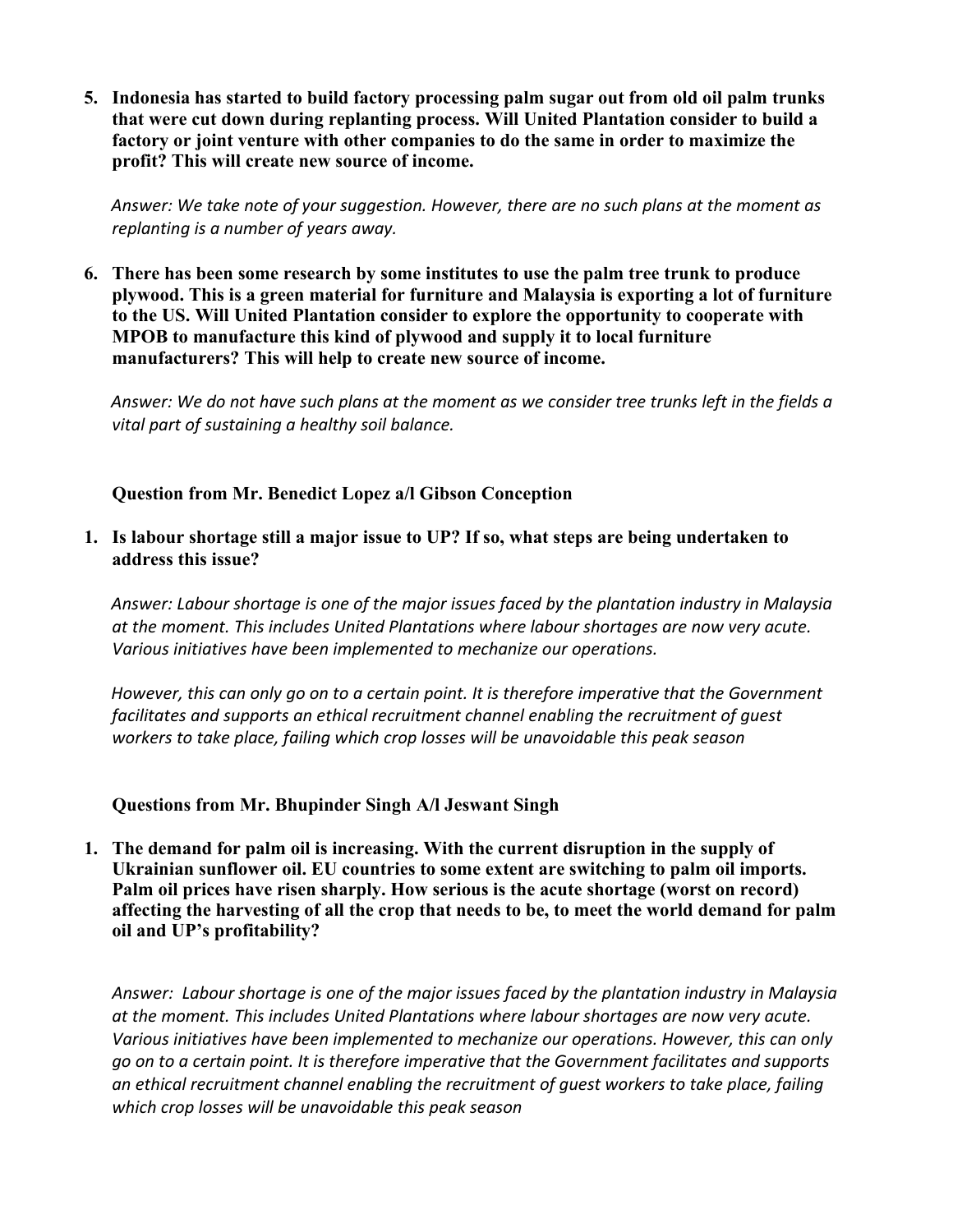5. **Indonesia has started to build factory processing palm sugar out from old oil palm trunks that were cut down during replanting process. Will United Plantation consider to build a factory or joint venture with other companies to do the same in order to maximize the profit? This will create new source of income.**

   *Answer: We take note of your suggestion. However, there are no such plans at the moment as replanting is a number of years away.*

6. **There has been some research by some institutes to use the palm tree trunk to produce plywood. This is a green material for furniture and Malaysia is exporting a lot of furniture to the US. Will United Plantation consider to explore the opportunity to cooperate with MPOB to manufacture this kind of plywood and supply it to local furniture manufacturers? This will help to create new source of income.**

   *Answer: We do not have such plans at the moment as we consider tree trunks left in the fields a vital part of sustaining a healthy soil balance.*

**Question from Mr. Benedict Lopez a/l Gibson Conception**

1. **Is labour shortage still a major issue to UP? If so, what steps are being undertaken to address this issue?**

   *Answer: Labour shortage is one of the major issues faced by the plantation industry in Malaysia at the moment. This includes United Plantations where labour shortages are now very acute. Various initiatives have been implemented to mechanize our operations.*

   *However, this can only go on to a certain point. It is therefore imperative that the Government facilitates and supports an ethical recruitment channel enabling the recruitment of guest workers to take place, failing which crop losses will be unavoidable this peak season*

**Questions from Mr. Bhupinder Singh A/l Jeswant Singh**

1. **The demand for palm oil is increasing. With the current disruption in the supply of Ukrainian sunflower oil. EU countries to some extent are switching to palm oil imports. Palm oil prices have risen sharply. How serious is the acute shortage (worst on record) affecting the harvesting of all the crop that needs to be, to meet the world demand for palm oil and UP's profitability?**

   *Answer: Labour shortage is one of the major issues faced by the plantation industry in Malaysia at the moment. This includes United Plantations where labour shortages are now very acute. Various initiatives have been implemented to mechanize our operations. However, this can only go on to a certain point. It is therefore imperative that the Government facilitates and supports an ethical recruitment channel enabling the recruitment of guest workers to take place, failing which crop losses will be unavoidable this peak season*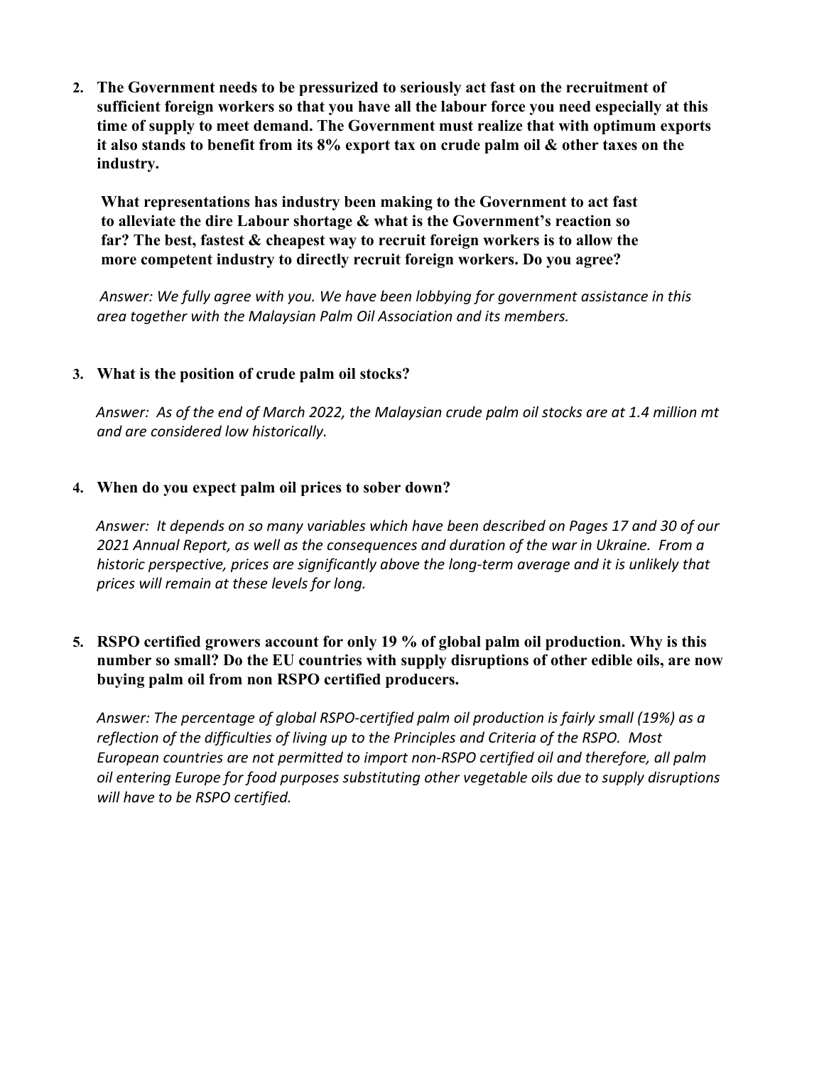2. **The Government needs to be pressurized to seriously act fast on the recruitment of sufficient foreign workers so that you have all the labour force you need especially at this time of supply to meet demand. The Government must realize that with optimum exports it also stands to benefit from its 8% export tax on crude palm oil & other taxes on the industry.**

   **What representations has industry been making to the Government to act fast to alleviate the dire Labour shortage & what is the Government's reaction so far? The best, fastest & cheapest way to recruit foreign workers is to allow the more competent industry to directly recruit foreign workers. Do you agree?**

   *Answer: We fully agree with you. We have been lobbying for government assistance in this area together with the Malaysian Palm Oil Association and its members.*

3. **What is the position of crude palm oil stocks?**

   *Answer: As of the end of March 2022, the Malaysian crude palm oil stocks are at 1.4 million mt and are considered low historically.*

4. **When do you expect palm oil prices to sober down?**

   *Answer: It depends on so many variables which have been described on Pages 17 and 30 of our 2021 Annual Report, as well as the consequences and duration of the war in Ukraine. From a historic perspective, prices are significantly above the long-term average and it is unlikely that prices will remain at these levels for long.*

5. **RSPO certified growers account for only 19 % of global palm oil production. Why is this number so small? Do the EU countries with supply disruptions of other edible oils, are now buying palm oil from non RSPO certified producers.**

   *Answer: The percentage of global RSPO-certified palm oil production is fairly small (19%) as a reflection of the difficulties of living up to the Principles and Criteria of the RSPO. Most European countries are not permitted to import non-RSPO certified oil and therefore, all palm oil entering Europe for food purposes substituting other vegetable oils due to supply disruptions will have to be RSPO certified.*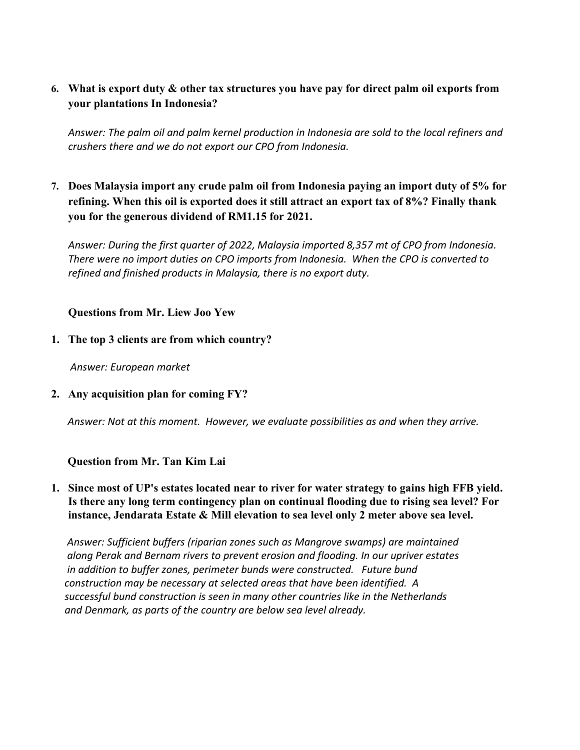6. **What is export duty & other tax structures you have pay for direct palm oil exports from your plantations In Indonesia?**

   *Answer: The palm oil and palm kernel production in Indonesia are sold to the local refiners and crushers there and we do not export our CPO from Indonesia.*

7. **Does Malaysia import any crude palm oil from Indonesia paying an import duty of 5% for refining. When this oil is exported does it still attract an export tax of 8%? Finally thank you for the generous dividend of RM1.15 for 2021.**

   *Answer: During the first quarter of 2022, Malaysia imported 8,357 mt of CPO from Indonesia. There were no import duties on CPO imports from Indonesia. When the CPO is converted to refined and finished products in Malaysia, there is no export duty.*

**Questions from Mr. Liew Joo Yew**

1. **The top 3 clients are from which country?**

   *Answer: European market*

2. **Any acquisition plan for coming FY?**

   *Answer: Not at this moment. However, we evaluate possibilities as and when they arrive.*

**Question from Mr. Tan Kim Lai**

1. **Since most of UP's estates located near to river for water strategy to gains high FFB yield. Is there any long term contingency plan on continual flooding due to rising sea level? For instance, Jendarata Estate & Mill elevation to sea level only 2 meter above sea level.**

   *Answer: Sufficient buffers (riparian zones such as Mangrove swamps) are maintained along Perak and Bernam rivers to prevent erosion and flooding. In our upriver estates in addition to buffer zones, perimeter bunds were constructed. Future bund construction may be necessary at selected areas that have been identified. A successful bund construction is seen in many other countries like in the Netherlands and Denmark, as parts of the country are below sea level already.*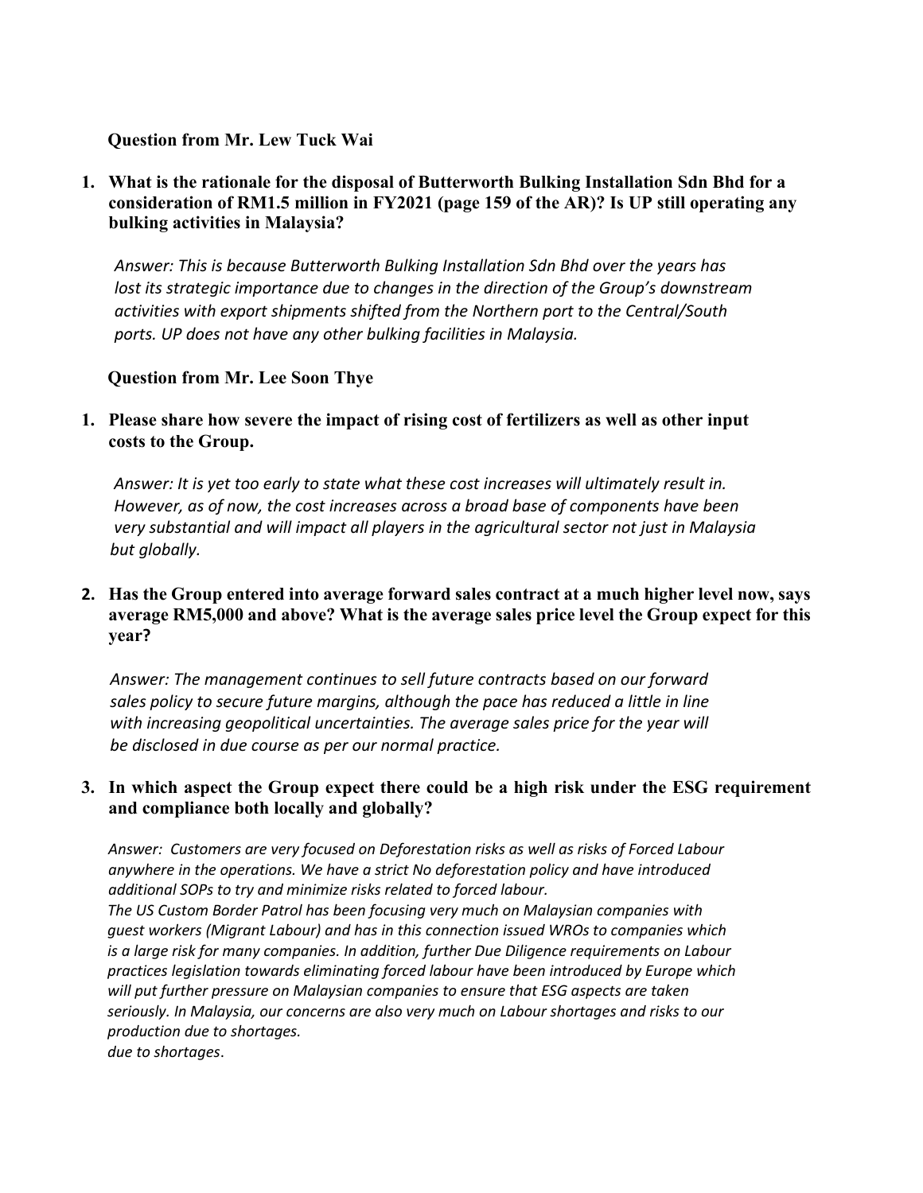**Question from Mr. Lew Tuck Wai**

1. **What is the rationale for the disposal of Butterworth Bulking Installation Sdn Bhd for a consideration of RM1.5 million in FY2021 (page 159 of the AR)? Is UP still operating any bulking activities in Malaysia?**

   *Answer: This is because Butterworth Bulking Installation Sdn Bhd over the years has lost its strategic importance due to changes in the direction of the Group's downstream activities with export shipments shifted from the Northern port to the Central/South ports. UP does not have any other bulking facilities in Malaysia.*

**Question from Mr. Lee Soon Thye**

1. **Please share how severe the impact of rising cost of fertilizers as well as other input costs to the Group.**

   *Answer: It is yet too early to state what these cost increases will ultimately result in. However, as of now, the cost increases across a broad base of components have been very substantial and will impact all players in the agricultural sector not just in Malaysia but globally.*

2. **Has the Group entered into average forward sales contract at a much higher level now, says average RM5,000 and above? What is the average sales price level the Group expect for this year?**

   *Answer: The management continues to sell future contracts based on our forward sales policy to secure future margins, although the pace has reduced a little in line with increasing geopolitical uncertainties. The average sales price for the year will be disclosed in due course as per our normal practice.*

3. **In which aspect the Group expect there could be a high risk under the ESG requirement and compliance both locally and globally?**

   *Answer: Customers are very focused on Deforestation risks as well as risks of Forced Labour anywhere in the operations. We have a strict No deforestation policy and have introduced additional SOPs to try and minimize risks related to forced labour.*
   *The US Custom Border Patrol has been focusing very much on Malaysian companies with guest workers (Migrant Labour) and has in this connection issued WROs to companies which is a large risk for many companies. In addition, further Due Diligence requirements on Labour practices legislation towards eliminating forced labour have been introduced by Europe which will put further pressure on Malaysian companies to ensure that ESG aspects are taken seriously. In Malaysia, our concerns are also very much on Labour shortages and risks to our production due to shortages.*
   *due to shortages.*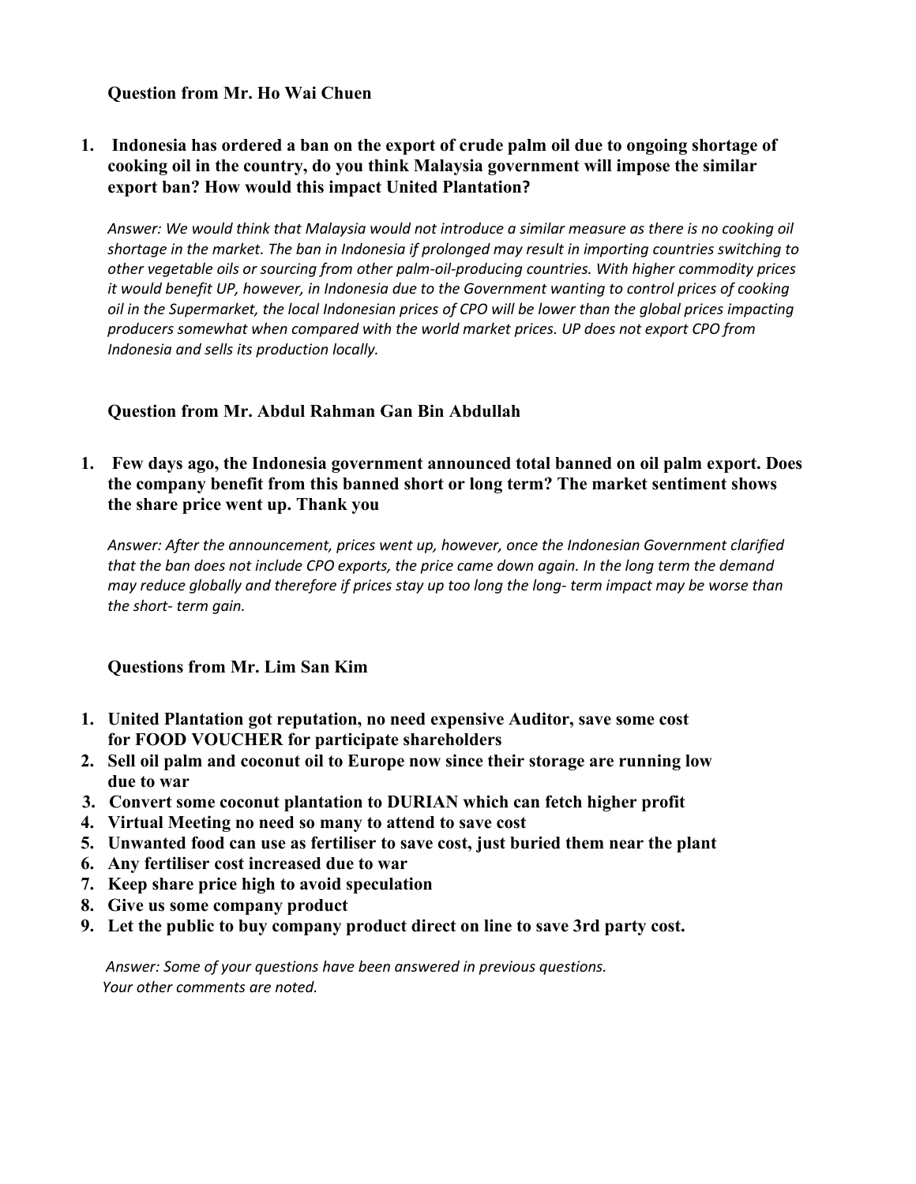**Question from Mr. Ho Wai Chuen**

1. **Indonesia has ordered a ban on the export of crude palm oil due to ongoing shortage of cooking oil in the country, do you think Malaysia government will impose the similar export ban? How would this impact United Plantation?**

   *Answer: We would think that Malaysia would not introduce a similar measure as there is no cooking oil shortage in the market. The ban in Indonesia if prolonged may result in importing countries switching to other vegetable oils or sourcing from other palm-oil-producing countries. With higher commodity prices it would benefit UP, however, in Indonesia due to the Government wanting to control prices of cooking oil in the Supermarket, the local Indonesian prices of CPO will be lower than the global prices impacting producers somewhat when compared with the world market prices. UP does not export CPO from Indonesia and sells its production locally.*

**Question from Mr. Abdul Rahman Gan Bin Abdullah**

1. **Few days ago, the Indonesia government announced total banned on oil palm export. Does the company benefit from this banned short or long term? The market sentiment shows the share price went up. Thank you**

   *Answer: After the announcement, prices went up, however, once the Indonesian Government clarified that the ban does not include CPO exports, the price came down again. In the long term the demand may reduce globally and therefore if prices stay up too long the long- term impact may be worse than the short- term gain.*

**Questions from Mr. Lim San Kim**

1. **United Plantation got reputation, no need expensive Auditor, save some cost for FOOD VOUCHER for participate shareholders**
2. **Sell oil palm and coconut oil to Europe now since their storage are running low due to war**
3. **Convert some coconut plantation to DURIAN which can fetch higher profit**
4. **Virtual Meeting no need so many to attend to save cost**
5. **Unwanted food can use as fertiliser to save cost, just buried them near the plant**
6. **Any fertiliser cost increased due to war**
7. **Keep share price high to avoid speculation**
8. **Give us some company product**
9. **Let the public to buy company product direct on line to save 3rd party cost.**

*Answer: Some of your questions have been answered in previous questions. Your other comments are noted.*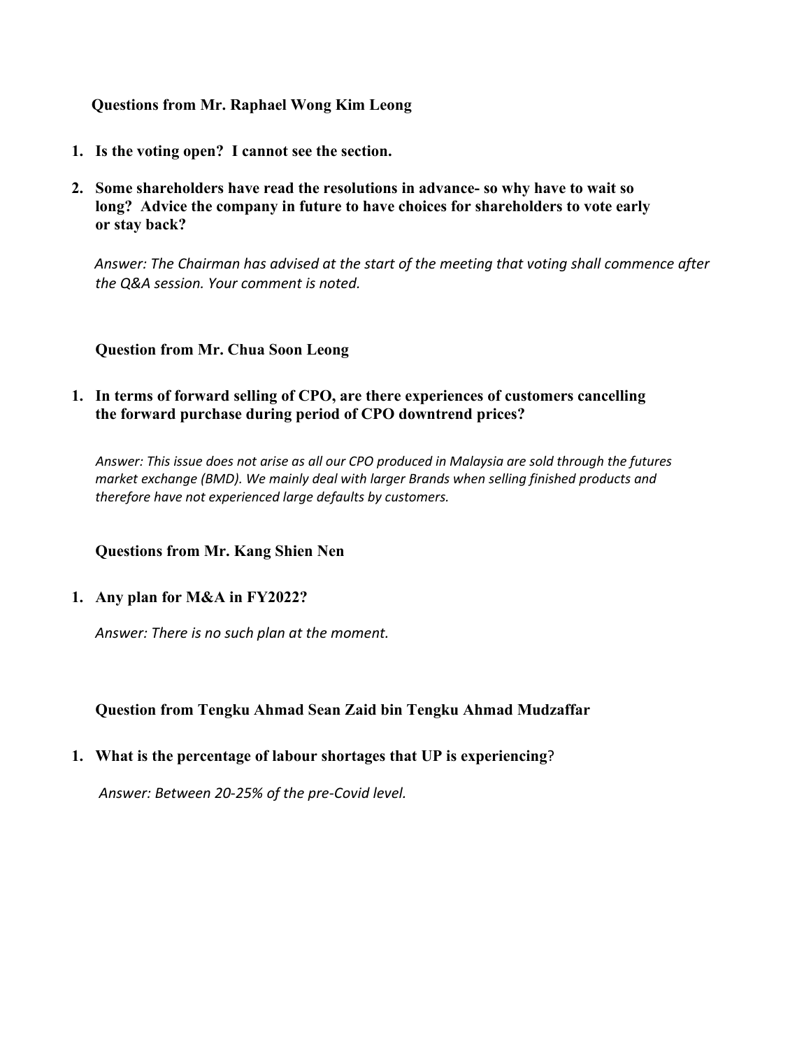**Questions from Mr. Raphael Wong Kim Leong**

1. **Is the voting open? I cannot see the section.**

2. **Some shareholders have read the resolutions in advance- so why have to wait so long? Advice the company in future to have choices for shareholders to vote early or stay back?**

   *Answer: The Chairman has advised at the start of the meeting that voting shall commence after the Q&A session. Your comment is noted.*

**Question from Mr. Chua Soon Leong**

1. **In terms of forward selling of CPO, are there experiences of customers cancelling the forward purchase during period of CPO downtrend prices?**

   *Answer: This issue does not arise as all our CPO produced in Malaysia are sold through the futures market exchange (BMD). We mainly deal with larger Brands when selling finished products and therefore have not experienced large defaults by customers.*

**Questions from Mr. Kang Shien Nen**

1. **Any plan for M&A in FY2022?**

   *Answer: There is no such plan at the moment.*

**Question from Tengku Ahmad Sean Zaid bin Tengku Ahmad Mudzaffar**

1. **What is the percentage of labour shortages that UP is experiencing**?

   *Answer: Between 20-25% of the pre-Covid level.*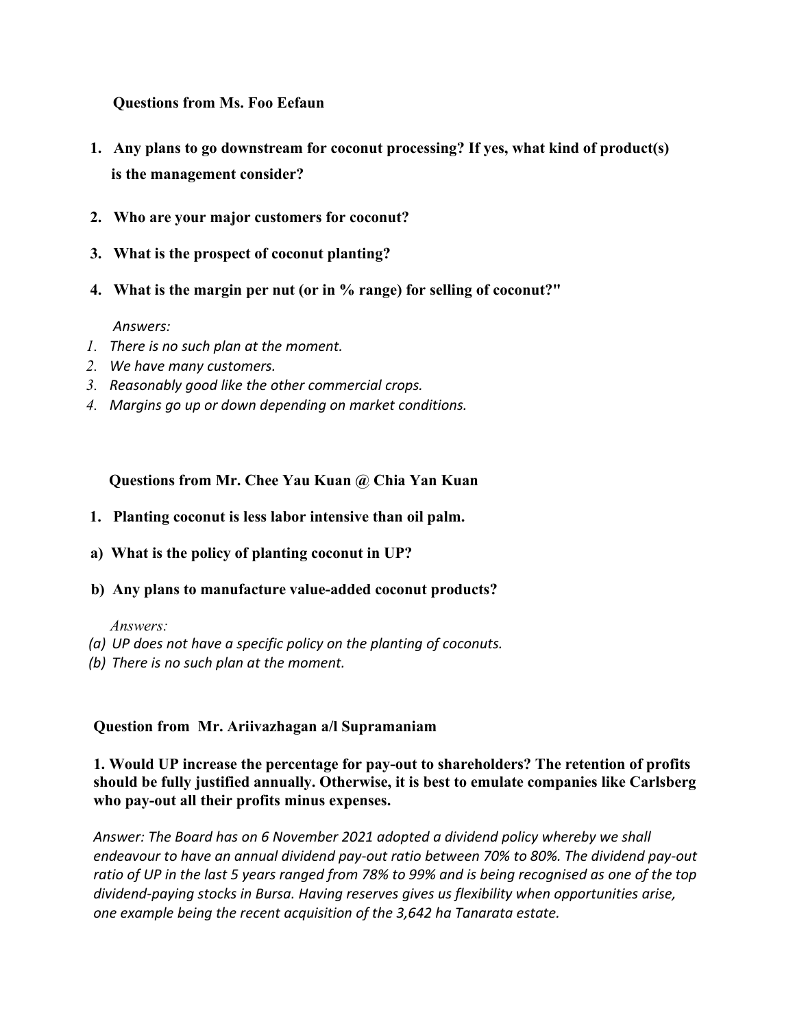**Questions from Ms. Foo Eefaun**

1. **Any plans to go downstream for coconut processing? If yes, what kind of product(s) is the management consider?**
2. **Who are your major customers for coconut?**
3. **What is the prospect of coconut planting?**
4. **What is the margin per nut (or in % range) for selling of coconut?"**

*Answers:*

1. *There is no such plan at the moment.*
2. *We have many customers.*
3. *Reasonably good like the other commercial crops.*
4. *Margins go up or down depending on market conditions.*

**Questions from Mr. Chee Yau Kuan @ Chia Yan Kuan**

1. **Planting coconut is less labor intensive than oil palm.**

**a) What is the policy of planting coconut in UP?**

**b) Any plans to manufacture value-added coconut products?**

*Answers:*

*(a) UP does not have a specific policy on the planting of coconuts.*

*(b) There is no such plan at the moment.*

**Question from Mr. Ariivazhagan a/l Supramaniam**

**1. Would UP increase the percentage for pay-out to shareholders? The retention of profits should be fully justified annually. Otherwise, it is best to emulate companies like Carlsberg who pay-out all their profits minus expenses.**

*Answer: The Board has on 6 November 2021 adopted a dividend policy whereby we shall endeavour to have an annual dividend pay-out ratio between 70% to 80%. The dividend pay-out ratio of UP in the last 5 years ranged from 78% to 99% and is being recognised as one of the top dividend-paying stocks in Bursa. Having reserves gives us flexibility when opportunities arise, one example being the recent acquisition of the 3,642 ha Tanarata estate.*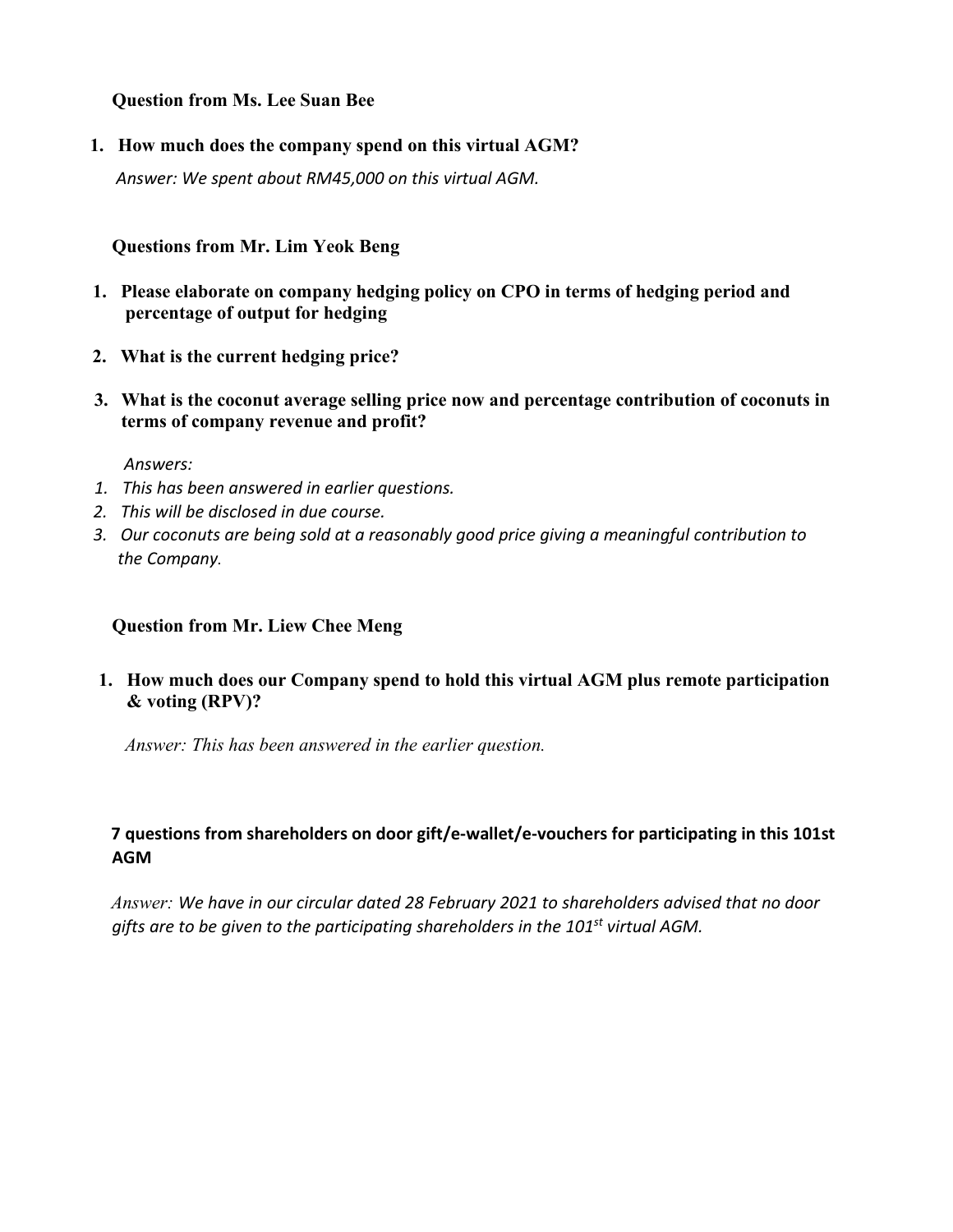**Question from Ms. Lee Suan Bee**

1. **How much does the company spend on this virtual AGM?**

   *Answer: We spent about RM45,000 on this virtual AGM.*

**Questions from Mr. Lim Yeok Beng**

1. **Please elaborate on company hedging policy on CPO in terms of hedging period and percentage of output for hedging**
2. **What is the current hedging price?**
3. **What is the coconut average selling price now and percentage contribution of coconuts in terms of company revenue and profit?**

*Answers:*

1. *This has been answered in earlier questions.*
2. *This will be disclosed in due course.*
3. *Our coconuts are being sold at a reasonably good price giving a meaningful contribution to the Company.*

**Question from Mr. Liew Chee Meng**

1. **How much does our Company spend to hold this virtual AGM plus remote participation & voting (RPV)?**

   *Answer: This has been answered in the earlier question.*

**7 questions from shareholders on door gift/e-wallet/e-vouchers for participating in this 101st AGM**

*Answer: We have in our circular dated 28 February 2021 to shareholders advised that no door gifts are to be given to the participating shareholders in the 101st virtual AGM.*